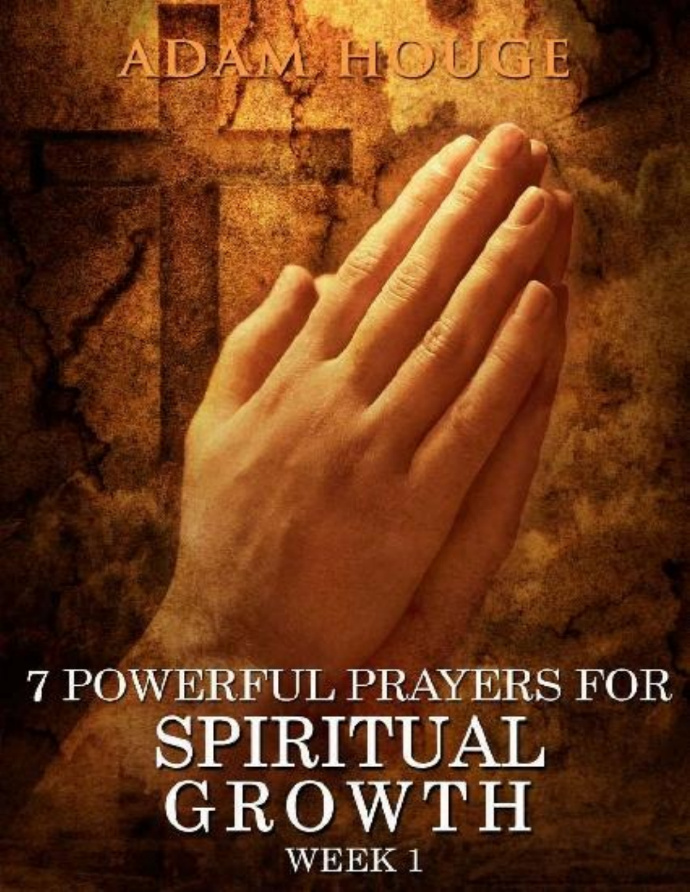ADAM HOUGE

# 7 POWERFUL PRAYERS FOR SPIRITUAL GROWTH

WEEK 1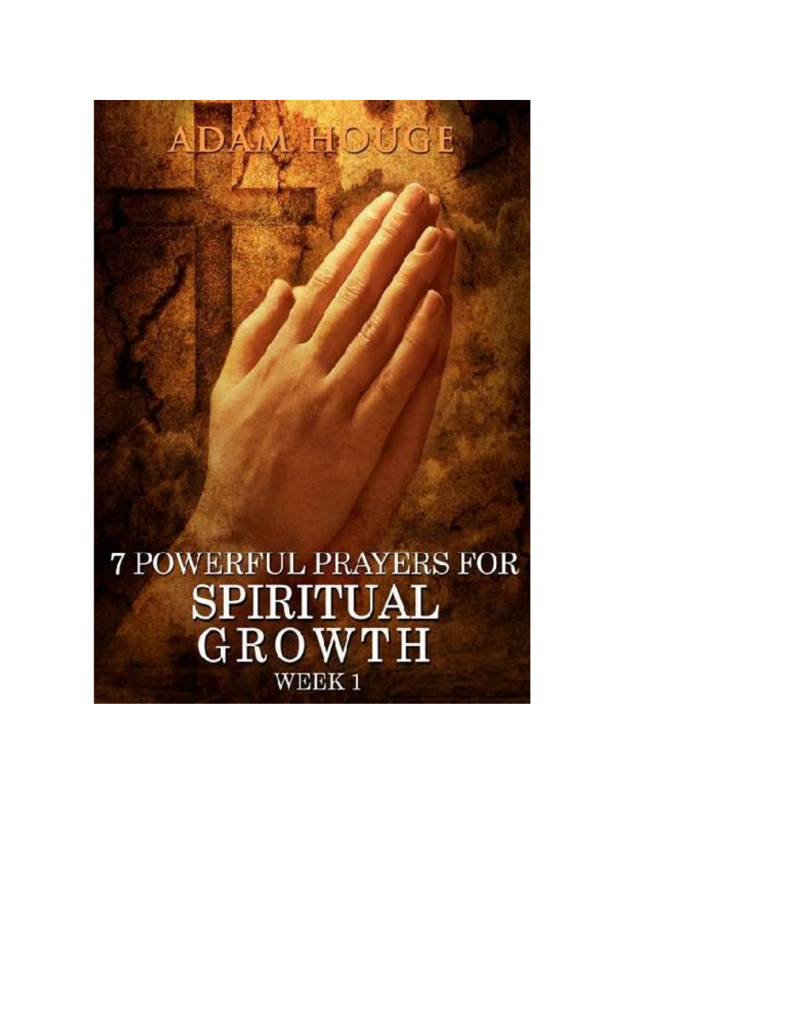ADAM HOUGE

# 7 POWERFUL PRAYERS FOR SPIRITUAL GROWTH

WEEK 1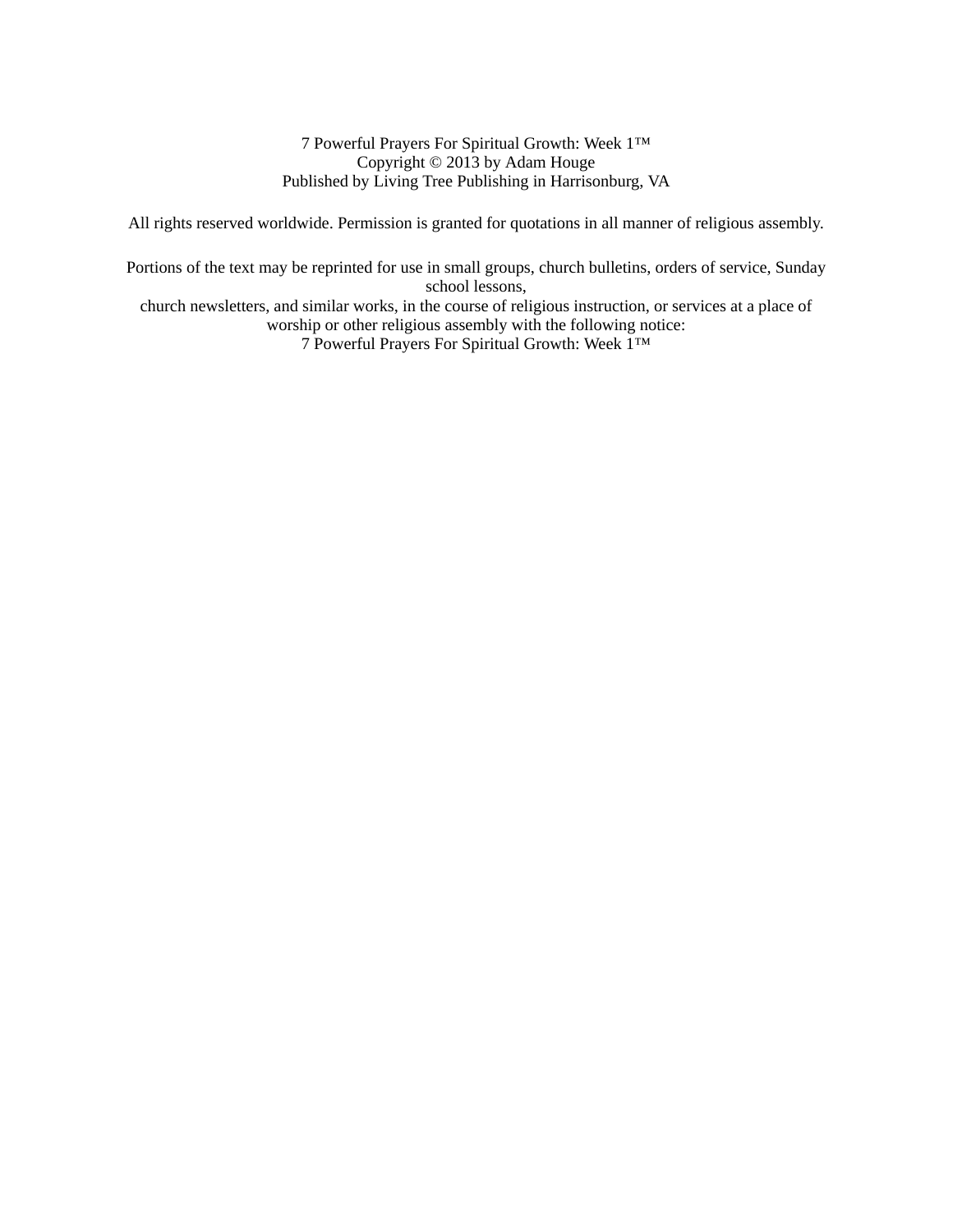7 Powerful Prayers For Spiritual Growth: Week 1™
Copyright © 2013 by Adam Houge
Published by Living Tree Publishing in Harrisonburg, VA

All rights reserved worldwide. Permission is granted for quotations in all manner of religious assembly.

Portions of the text may be reprinted for use in small groups, church bulletins, orders of service, Sunday school lessons,
church newsletters, and similar works, in the course of religious instruction, or services at a place of worship or other religious assembly with the following notice:
7 Powerful Prayers For Spiritual Growth: Week 1™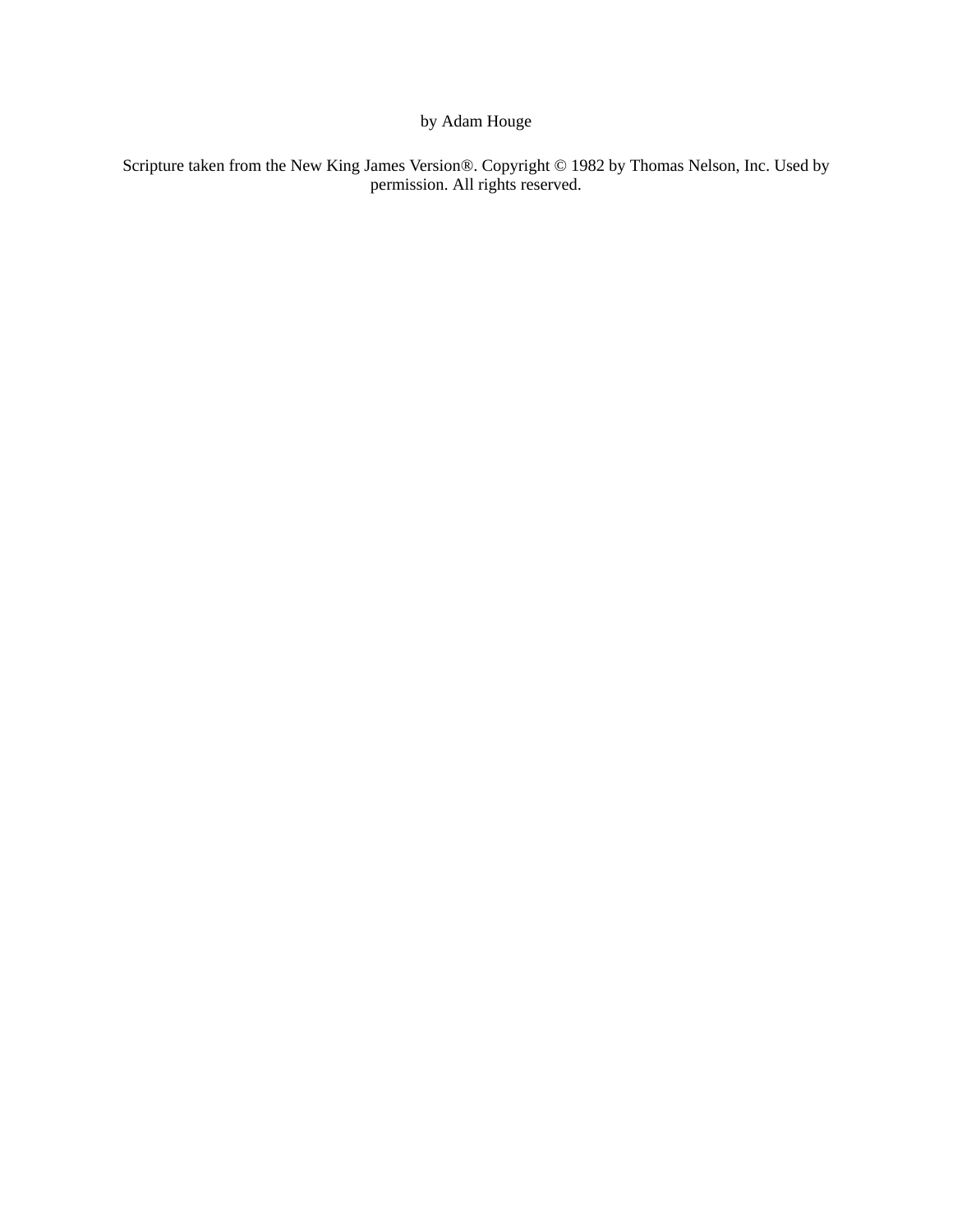by Adam Houge

Scripture taken from the New King James Version®. Copyright © 1982 by Thomas Nelson, Inc. Used by permission. All rights reserved.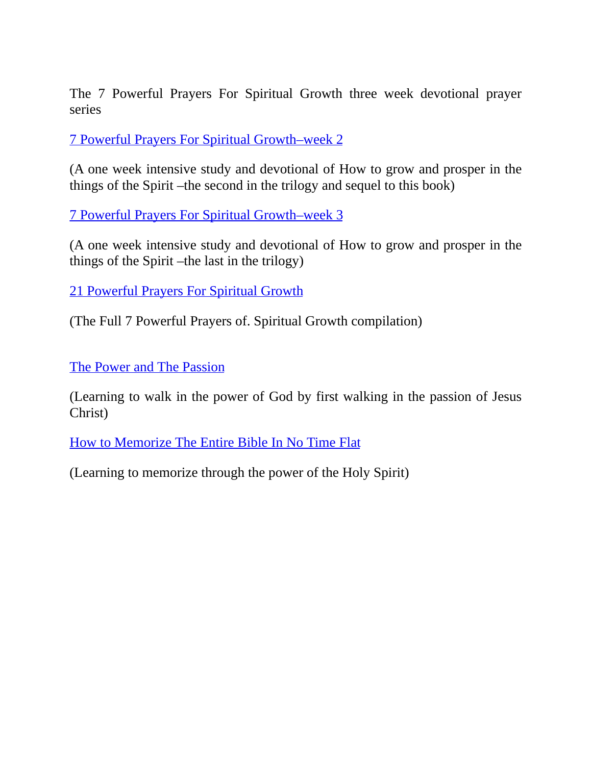The 7 Powerful Prayers For Spiritual Growth three week devotional prayer series

7 Powerful Prayers For Spiritual Growth–week 2

(A one week intensive study and devotional of How to grow and prosper in the things of the Spirit –the second in the trilogy and sequel to this book)

7 Powerful Prayers For Spiritual Growth–week 3

(A one week intensive study and devotional of How to grow and prosper in the things of the Spirit –the last in the trilogy)

21 Powerful Prayers For Spiritual Growth

(The Full 7 Powerful Prayers of. Spiritual Growth compilation)

The Power and The Passion

(Learning to walk in the power of God by first walking in the passion of Jesus Christ)

How to Memorize The Entire Bible In No Time Flat

(Learning to memorize through the power of the Holy Spirit)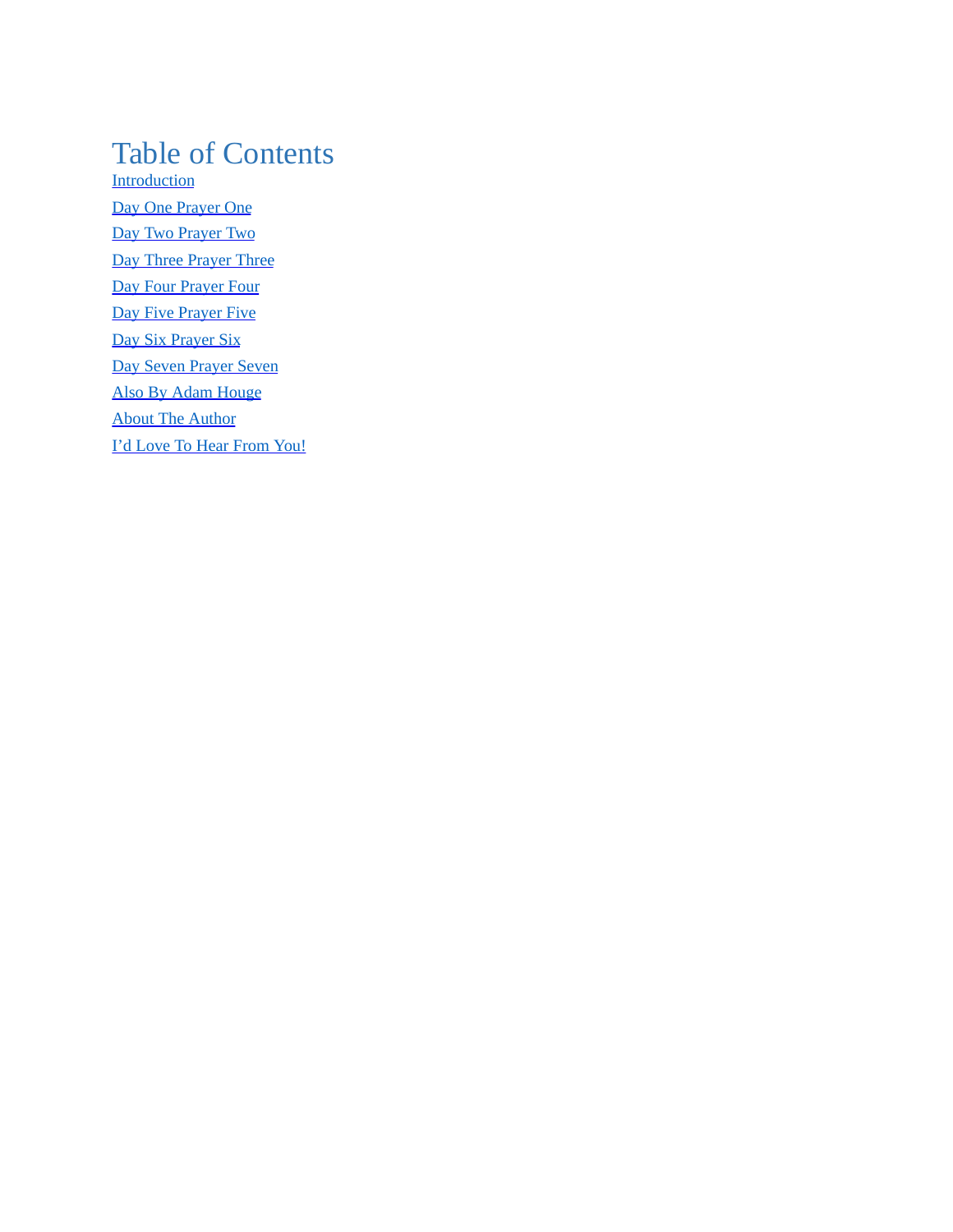# Table of Contents

Introduction

Day One Prayer One

Day Two Prayer Two

Day Three Prayer Three

Day Four Prayer Four

Day Five Prayer Five

Day Six Prayer Six

Day Seven Prayer Seven

Also By Adam Houge

About The Author

I’d Love To Hear From You!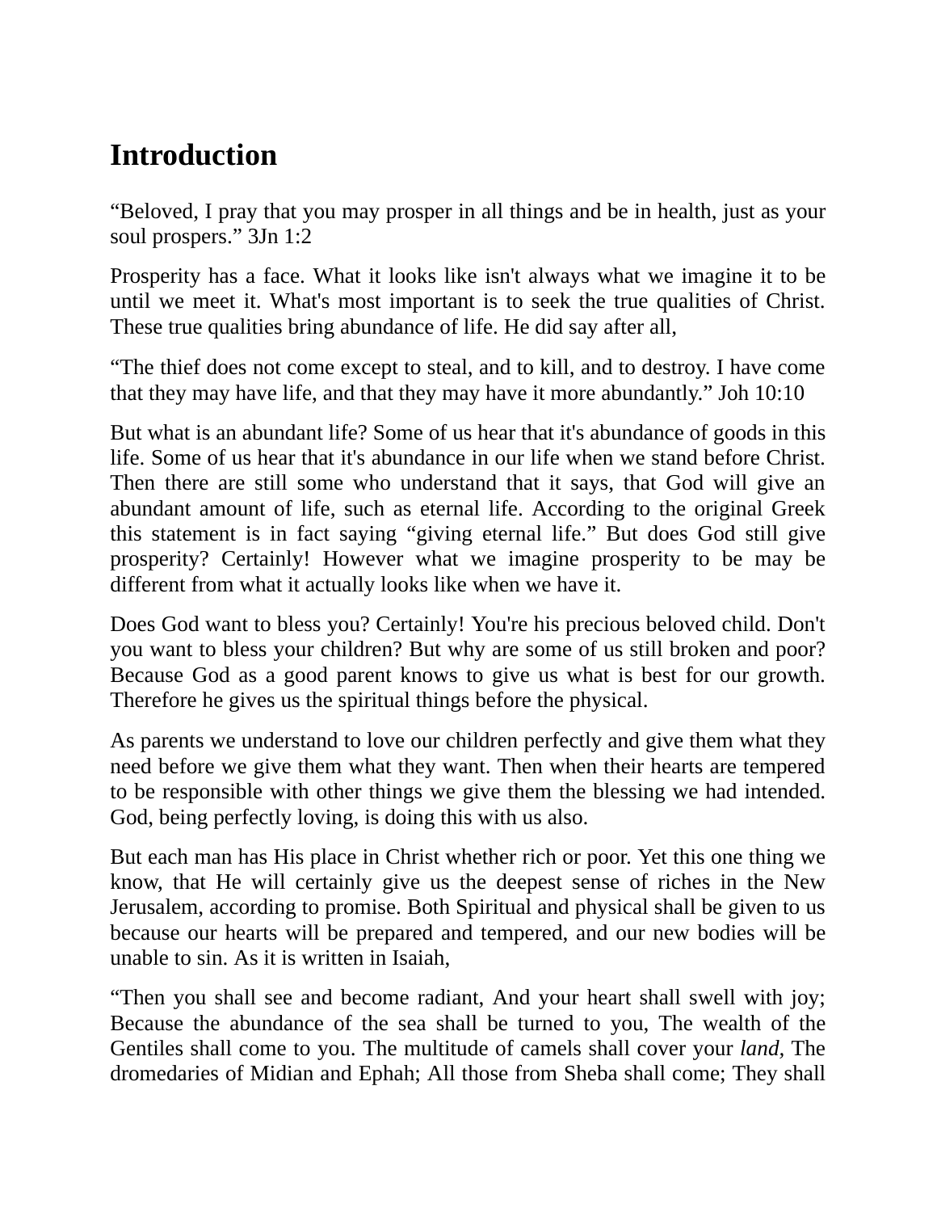# Introduction

“Beloved, I pray that you may prosper in all things and be in health, just as your soul prospers.” 3Jn 1:2

Prosperity has a face. What it looks like isn't always what we imagine it to be until we meet it. What's most important is to seek the true qualities of Christ. These true qualities bring abundance of life. He did say after all,

“The thief does not come except to steal, and to kill, and to destroy. I have come that they may have life, and that they may have it more abundantly.” Joh 10:10

But what is an abundant life? Some of us hear that it's abundance of goods in this life. Some of us hear that it's abundance in our life when we stand before Christ. Then there are still some who understand that it says, that God will give an abundant amount of life, such as eternal life. According to the original Greek this statement is in fact saying “giving eternal life.” But does God still give prosperity? Certainly! However what we imagine prosperity to be may be different from what it actually looks like when we have it.

Does God want to bless you? Certainly! You're his precious beloved child. Don't you want to bless your children? But why are some of us still broken and poor? Because God as a good parent knows to give us what is best for our growth. Therefore he gives us the spiritual things before the physical.

As parents we understand to love our children perfectly and give them what they need before we give them what they want. Then when their hearts are tempered to be responsible with other things we give them the blessing we had intended. God, being perfectly loving, is doing this with us also.

But each man has His place in Christ whether rich or poor. Yet this one thing we know, that He will certainly give us the deepest sense of riches in the New Jerusalem, according to promise. Both Spiritual and physical shall be given to us because our hearts will be prepared and tempered, and our new bodies will be unable to sin. As it is written in Isaiah,

“Then you shall see and become radiant, And your heart shall swell with joy; Because the abundance of the sea shall be turned to you, The wealth of the Gentiles shall come to you. The multitude of camels shall cover your *land,* The dromedaries of Midian and Ephah; All those from Sheba shall come; They shall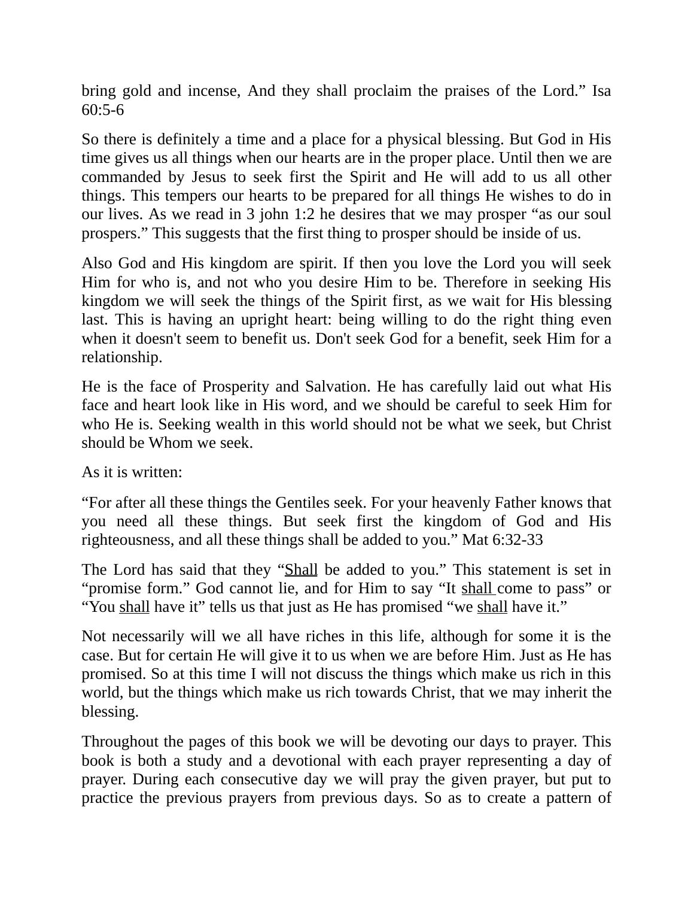bring gold and incense, And they shall proclaim the praises of the Lord." Isa 60:5-6

So there is definitely a time and a place for a physical blessing. But God in His time gives us all things when our hearts are in the proper place. Until then we are commanded by Jesus to seek first the Spirit and He will add to us all other things. This tempers our hearts to be prepared for all things He wishes to do in our lives. As we read in 3 john 1:2 he desires that we may prosper "as our soul prospers." This suggests that the first thing to prosper should be inside of us.

Also God and His kingdom are spirit. If then you love the Lord you will seek Him for who is, and not who you desire Him to be. Therefore in seeking His kingdom we will seek the things of the Spirit first, as we wait for His blessing last. This is having an upright heart: being willing to do the right thing even when it doesn't seem to benefit us. Don't seek God for a benefit, seek Him for a relationship.

He is the face of Prosperity and Salvation. He has carefully laid out what His face and heart look like in His word, and we should be careful to seek Him for who He is. Seeking wealth in this world should not be what we seek, but Christ should be Whom we seek.

As it is written:

"For after all these things the Gentiles seek. For your heavenly Father knows that you need all these things. But seek first the kingdom of God and His righteousness, and all these things shall be added to you." Mat 6:32-33

The Lord has said that they "<u>Shall</u> be added to you." This statement is set in "promise form." God cannot lie, and for Him to say "It <u>shall</u> come to pass" or "You <u>shall</u> have it" tells us that just as He has promised "we <u>shall</u> have it."

Not necessarily will we all have riches in this life, although for some it is the case. But for certain He will give it to us when we are before Him. Just as He has promised. So at this time I will not discuss the things which make us rich in this world, but the things which make us rich towards Christ, that we may inherit the blessing.

Throughout the pages of this book we will be devoting our days to prayer. This book is both a study and a devotional with each prayer representing a day of prayer. During each consecutive day we will pray the given prayer, but put to practice the previous prayers from previous days. So as to create a pattern of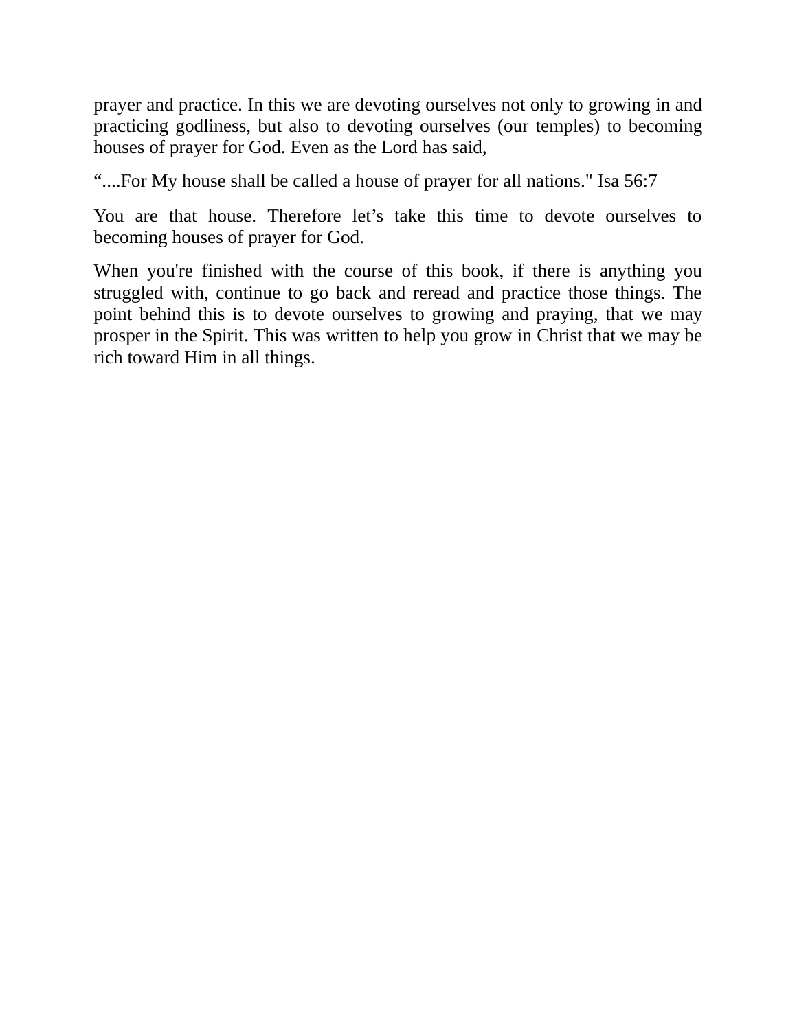prayer and practice. In this we are devoting ourselves not only to growing in and practicing godliness, but also to devoting ourselves (our temples) to becoming houses of prayer for God. Even as the Lord has said,

"....For My house shall be called a house of prayer for all nations." Isa 56:7

You are that house. Therefore let's take this time to devote ourselves to becoming houses of prayer for God.

When you're finished with the course of this book, if there is anything you struggled with, continue to go back and reread and practice those things. The point behind this is to devote ourselves to growing and praying, that we may prosper in the Spirit. This was written to help you grow in Christ that we may be rich toward Him in all things.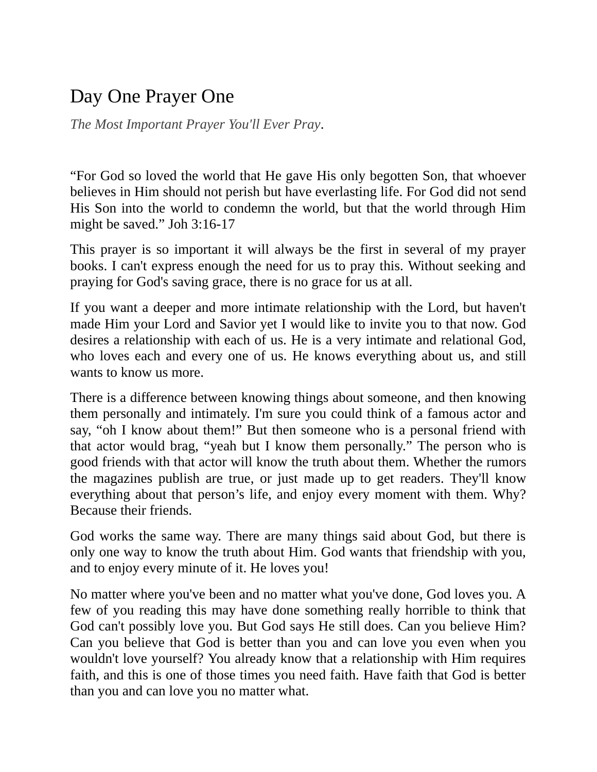# Day One Prayer One

*The Most Important Prayer You'll Ever Pray*.

"For God so loved the world that He gave His only begotten Son, that whoever believes in Him should not perish but have everlasting life. For God did not send His Son into the world to condemn the world, but that the world through Him might be saved." Joh 3:16-17

This prayer is so important it will always be the first in several of my prayer books. I can't express enough the need for us to pray this. Without seeking and praying for God's saving grace, there is no grace for us at all.

If you want a deeper and more intimate relationship with the Lord, but haven't made Him your Lord and Savior yet I would like to invite you to that now. God desires a relationship with each of us. He is a very intimate and relational God, who loves each and every one of us. He knows everything about us, and still wants to know us more.

There is a difference between knowing things about someone, and then knowing them personally and intimately. I'm sure you could think of a famous actor and say, "oh I know about them!" But then someone who is a personal friend with that actor would brag, "yeah but I know them personally." The person who is good friends with that actor will know the truth about them. Whether the rumors the magazines publish are true, or just made up to get readers. They'll know everything about that person's life, and enjoy every moment with them. Why? Because their friends.

God works the same way. There are many things said about God, but there is only one way to know the truth about Him. God wants that friendship with you, and to enjoy every minute of it. He loves you!

No matter where you've been and no matter what you've done, God loves you. A few of you reading this may have done something really horrible to think that God can't possibly love you. But God says He still does. Can you believe Him? Can you believe that God is better than you and can love you even when you wouldn't love yourself? You already know that a relationship with Him requires faith, and this is one of those times you need faith. Have faith that God is better than you and can love you no matter what.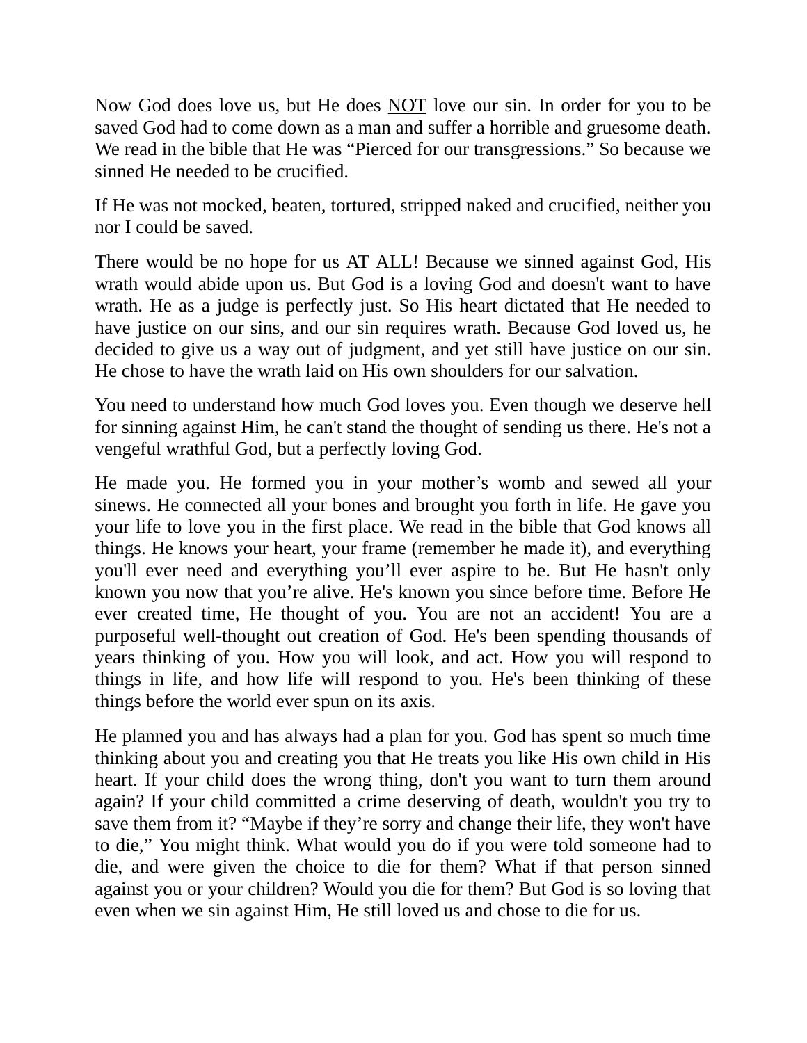Now God does love us, but He does <u>NOT</u> love our sin. In order for you to be saved God had to come down as a man and suffer a horrible and gruesome death. We read in the bible that He was “Pierced for our transgressions.” So because we sinned He needed to be crucified.

If He was not mocked, beaten, tortured, stripped naked and crucified, neither you nor I could be saved.

There would be no hope for us AT ALL! Because we sinned against God, His wrath would abide upon us. But God is a loving God and doesn't want to have wrath. He as a judge is perfectly just. So His heart dictated that He needed to have justice on our sins, and our sin requires wrath. Because God loved us, he decided to give us a way out of judgment, and yet still have justice on our sin. He chose to have the wrath laid on His own shoulders for our salvation.

You need to understand how much God loves you. Even though we deserve hell for sinning against Him, he can't stand the thought of sending us there. He's not a vengeful wrathful God, but a perfectly loving God.

He made you. He formed you in your mother’s womb and sewed all your sinews. He connected all your bones and brought you forth in life. He gave you your life to love you in the first place. We read in the bible that God knows all things. He knows your heart, your frame (remember he made it), and everything you'll ever need and everything you’ll ever aspire to be. But He hasn't only known you now that you’re alive. He's known you since before time. Before He ever created time, He thought of you. You are not an accident! You are a purposeful well-thought out creation of God. He's been spending thousands of years thinking of you. How you will look, and act. How you will respond to things in life, and how life will respond to you. He's been thinking of these things before the world ever spun on its axis.

He planned you and has always had a plan for you. God has spent so much time thinking about you and creating you that He treats you like His own child in His heart. If your child does the wrong thing, don't you want to turn them around again? If your child committed a crime deserving of death, wouldn't you try to save them from it? “Maybe if they’re sorry and change their life, they won't have to die,” You might think. What would you do if you were told someone had to die, and were given the choice to die for them? What if that person sinned against you or your children? Would you die for them? But God is so loving that even when we sin against Him, He still loved us and chose to die for us.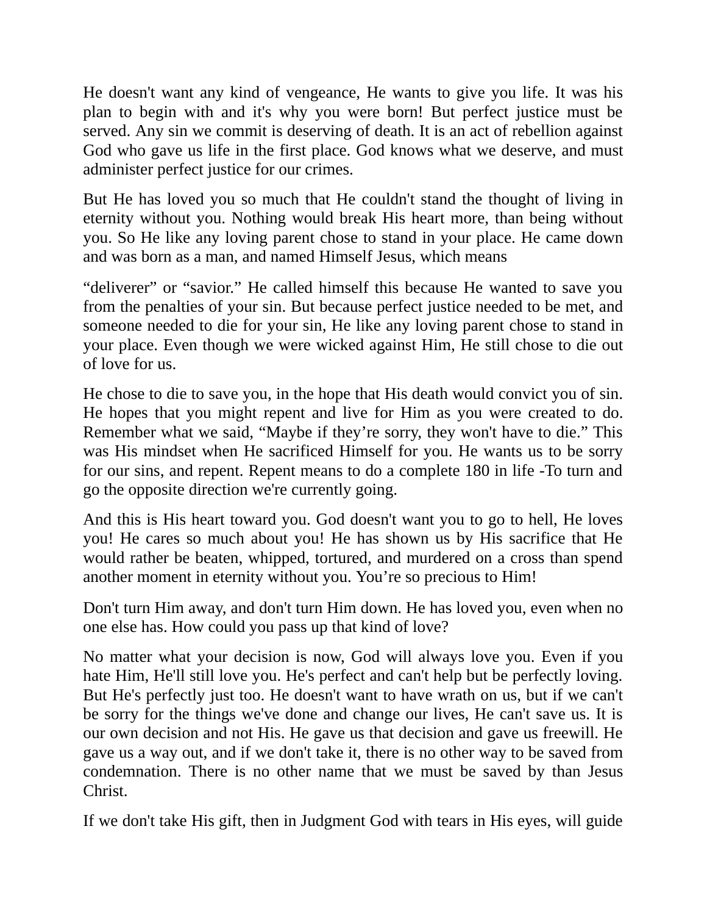He doesn't want any kind of vengeance, He wants to give you life. It was his plan to begin with and it's why you were born! But perfect justice must be served. Any sin we commit is deserving of death. It is an act of rebellion against God who gave us life in the first place. God knows what we deserve, and must administer perfect justice for our crimes.

But He has loved you so much that He couldn't stand the thought of living in eternity without you. Nothing would break His heart more, than being without you. So He like any loving parent chose to stand in your place. He came down and was born as a man, and named Himself Jesus, which means

“deliverer” or “savior.” He called himself this because He wanted to save you from the penalties of your sin. But because perfect justice needed to be met, and someone needed to die for your sin, He like any loving parent chose to stand in your place. Even though we were wicked against Him, He still chose to die out of love for us.

He chose to die to save you, in the hope that His death would convict you of sin. He hopes that you might repent and live for Him as you were created to do. Remember what we said, “Maybe if they’re sorry, they won't have to die.” This was His mindset when He sacrificed Himself for you. He wants us to be sorry for our sins, and repent. Repent means to do a complete 180 in life -To turn and go the opposite direction we're currently going.

And this is His heart toward you. God doesn't want you to go to hell, He loves you! He cares so much about you! He has shown us by His sacrifice that He would rather be beaten, whipped, tortured, and murdered on a cross than spend another moment in eternity without you. You’re so precious to Him!

Don't turn Him away, and don't turn Him down. He has loved you, even when no one else has. How could you pass up that kind of love?

No matter what your decision is now, God will always love you. Even if you hate Him, He'll still love you. He's perfect and can't help but be perfectly loving. But He's perfectly just too. He doesn't want to have wrath on us, but if we can't be sorry for the things we've done and change our lives, He can't save us. It is our own decision and not His. He gave us that decision and gave us freewill. He gave us a way out, and if we don't take it, there is no other way to be saved from condemnation. There is no other name that we must be saved by than Jesus Christ.

If we don't take His gift, then in Judgment God with tears in His eyes, will guide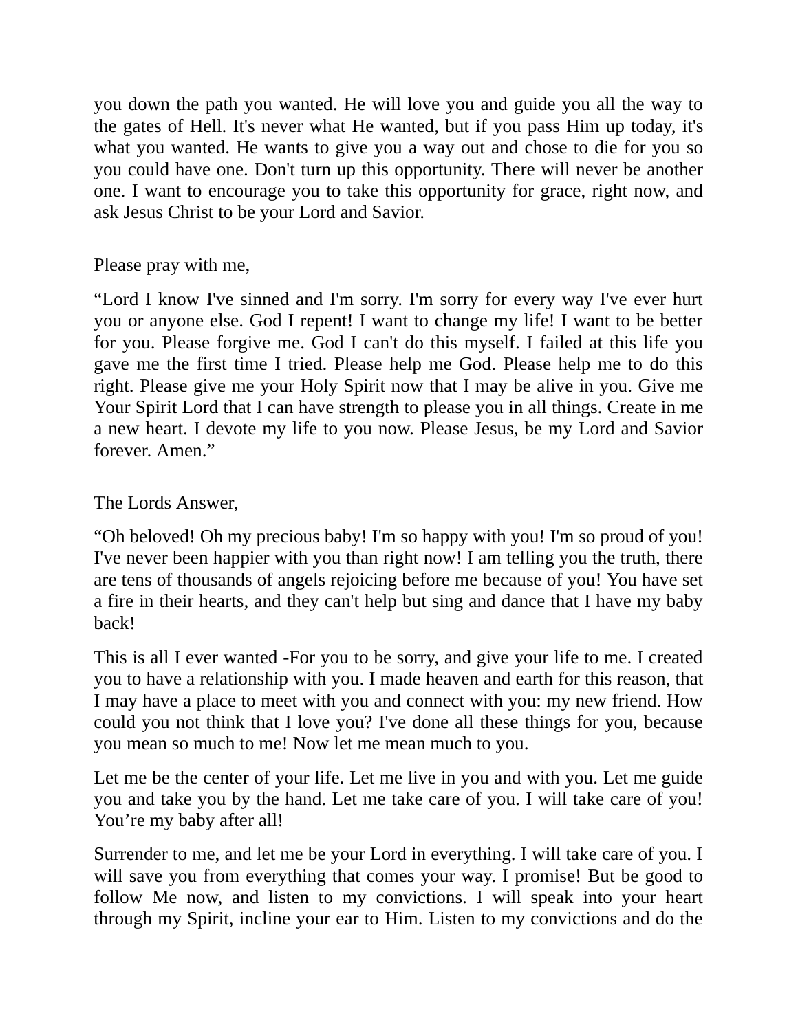you down the path you wanted. He will love you and guide you all the way to the gates of Hell. It's never what He wanted, but if you pass Him up today, it's what you wanted. He wants to give you a way out and chose to die for you so you could have one. Don't turn up this opportunity. There will never be another one. I want to encourage you to take this opportunity for grace, right now, and ask Jesus Christ to be your Lord and Savior.

Please pray with me,

“Lord I know I've sinned and I'm sorry. I'm sorry for every way I've ever hurt you or anyone else. God I repent! I want to change my life! I want to be better for you. Please forgive me. God I can't do this myself. I failed at this life you gave me the first time I tried. Please help me God. Please help me to do this right. Please give me your Holy Spirit now that I may be alive in you. Give me Your Spirit Lord that I can have strength to please you in all things. Create in me a new heart. I devote my life to you now. Please Jesus, be my Lord and Savior forever. Amen.”

The Lords Answer,

“Oh beloved! Oh my precious baby! I'm so happy with you! I'm so proud of you! I've never been happier with you than right now! I am telling you the truth, there are tens of thousands of angels rejoicing before me because of you! You have set a fire in their hearts, and they can't help but sing and dance that I have my baby back!

This is all I ever wanted -For you to be sorry, and give your life to me. I created you to have a relationship with you. I made heaven and earth for this reason, that I may have a place to meet with you and connect with you: my new friend. How could you not think that I love you? I've done all these things for you, because you mean so much to me! Now let me mean much to you.

Let me be the center of your life. Let me live in you and with you. Let me guide you and take you by the hand. Let me take care of you. I will take care of you! You’re my baby after all!

Surrender to me, and let me be your Lord in everything. I will take care of you. I will save you from everything that comes your way. I promise! But be good to follow Me now, and listen to my convictions. I will speak into your heart through my Spirit, incline your ear to Him. Listen to my convictions and do the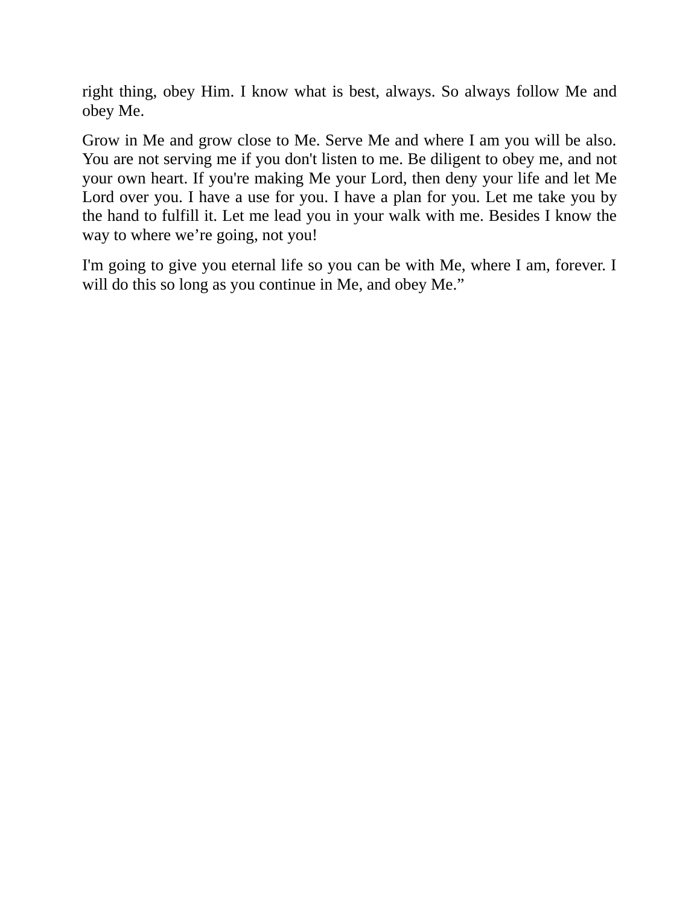right thing, obey Him. I know what is best, always. So always follow Me and obey Me.

Grow in Me and grow close to Me. Serve Me and where I am you will be also. You are not serving me if you don't listen to me. Be diligent to obey me, and not your own heart. If you're making Me your Lord, then deny your life and let Me Lord over you. I have a use for you. I have a plan for you. Let me take you by the hand to fulfill it. Let me lead you in your walk with me. Besides I know the way to where we're going, not you!

I'm going to give you eternal life so you can be with Me, where I am, forever. I will do this so long as you continue in Me, and obey Me."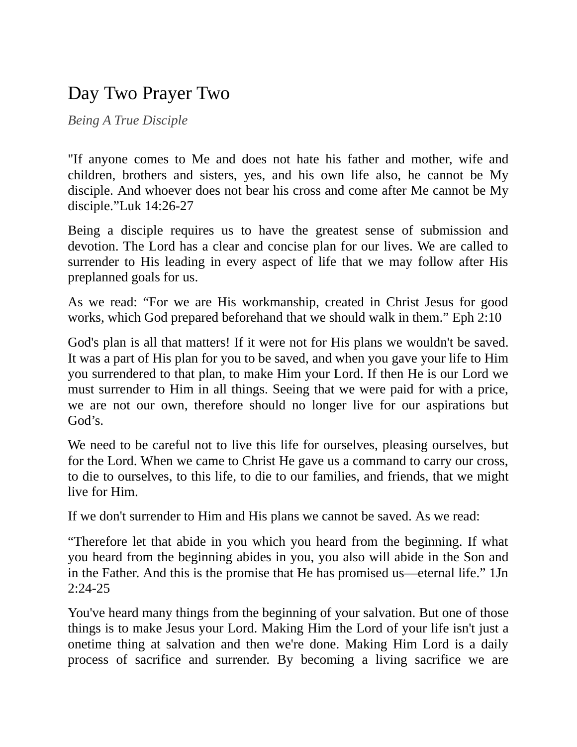# Day Two Prayer Two

*Being A True Disciple*

"If anyone comes to Me and does not hate his father and mother, wife and children, brothers and sisters, yes, and his own life also, he cannot be My disciple. And whoever does not bear his cross and come after Me cannot be My disciple."Luk 14:26-27

Being a disciple requires us to have the greatest sense of submission and devotion. The Lord has a clear and concise plan for our lives. We are called to surrender to His leading in every aspect of life that we may follow after His preplanned goals for us.

As we read: "For we are His workmanship, created in Christ Jesus for good works, which God prepared beforehand that we should walk in them." Eph 2:10

God's plan is all that matters! If it were not for His plans we wouldn't be saved. It was a part of His plan for you to be saved, and when you gave your life to Him you surrendered to that plan, to make Him your Lord. If then He is our Lord we must surrender to Him in all things. Seeing that we were paid for with a price, we are not our own, therefore should no longer live for our aspirations but God's.

We need to be careful not to live this life for ourselves, pleasing ourselves, but for the Lord. When we came to Christ He gave us a command to carry our cross, to die to ourselves, to this life, to die to our families, and friends, that we might live for Him.

If we don't surrender to Him and His plans we cannot be saved. As we read:

"Therefore let that abide in you which you heard from the beginning. If what you heard from the beginning abides in you, you also will abide in the Son and in the Father. And this is the promise that He has promised us—eternal life." 1Jn 2:24-25

You've heard many things from the beginning of your salvation. But one of those things is to make Jesus your Lord. Making Him the Lord of your life isn't just a onetime thing at salvation and then we're done. Making Him Lord is a daily process of sacrifice and surrender. By becoming a living sacrifice we are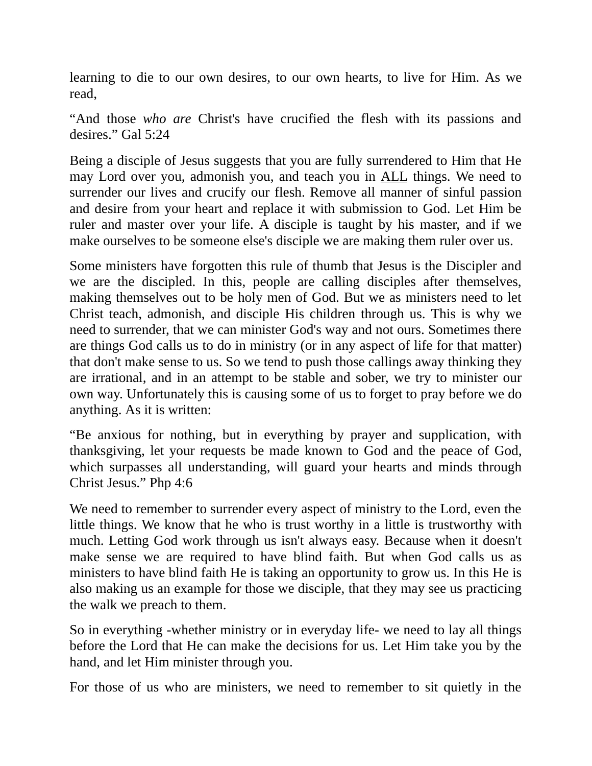learning to die to our own desires, to our own hearts, to live for Him. As we read,

“And those *who are* Christ's have crucified the flesh with its passions and desires.” Gal 5:24

Being a disciple of Jesus suggests that you are fully surrendered to Him that He may Lord over you, admonish you, and teach you in <u>ALL</u> things. We need to surrender our lives and crucify our flesh. Remove all manner of sinful passion and desire from your heart and replace it with submission to God. Let Him be ruler and master over your life. A disciple is taught by his master, and if we make ourselves to be someone else's disciple we are making them ruler over us.

Some ministers have forgotten this rule of thumb that Jesus is the Discipler and we are the discipled. In this, people are calling disciples after themselves, making themselves out to be holy men of God. But we as ministers need to let Christ teach, admonish, and disciple His children through us. This is why we need to surrender, that we can minister God's way and not ours. Sometimes there are things God calls us to do in ministry (or in any aspect of life for that matter) that don't make sense to us. So we tend to push those callings away thinking they are irrational, and in an attempt to be stable and sober, we try to minister our own way. Unfortunately this is causing some of us to forget to pray before we do anything. As it is written:

“Be anxious for nothing, but in everything by prayer and supplication, with thanksgiving, let your requests be made known to God and the peace of God, which surpasses all understanding, will guard your hearts and minds through Christ Jesus.” Php 4:6

We need to remember to surrender every aspect of ministry to the Lord, even the little things. We know that he who is trust worthy in a little is trustworthy with much. Letting God work through us isn't always easy. Because when it doesn't make sense we are required to have blind faith. But when God calls us as ministers to have blind faith He is taking an opportunity to grow us. In this He is also making us an example for those we disciple, that they may see us practicing the walk we preach to them.

So in everything -whether ministry or in everyday life- we need to lay all things before the Lord that He can make the decisions for us. Let Him take you by the hand, and let Him minister through you.

For those of us who are ministers, we need to remember to sit quietly in the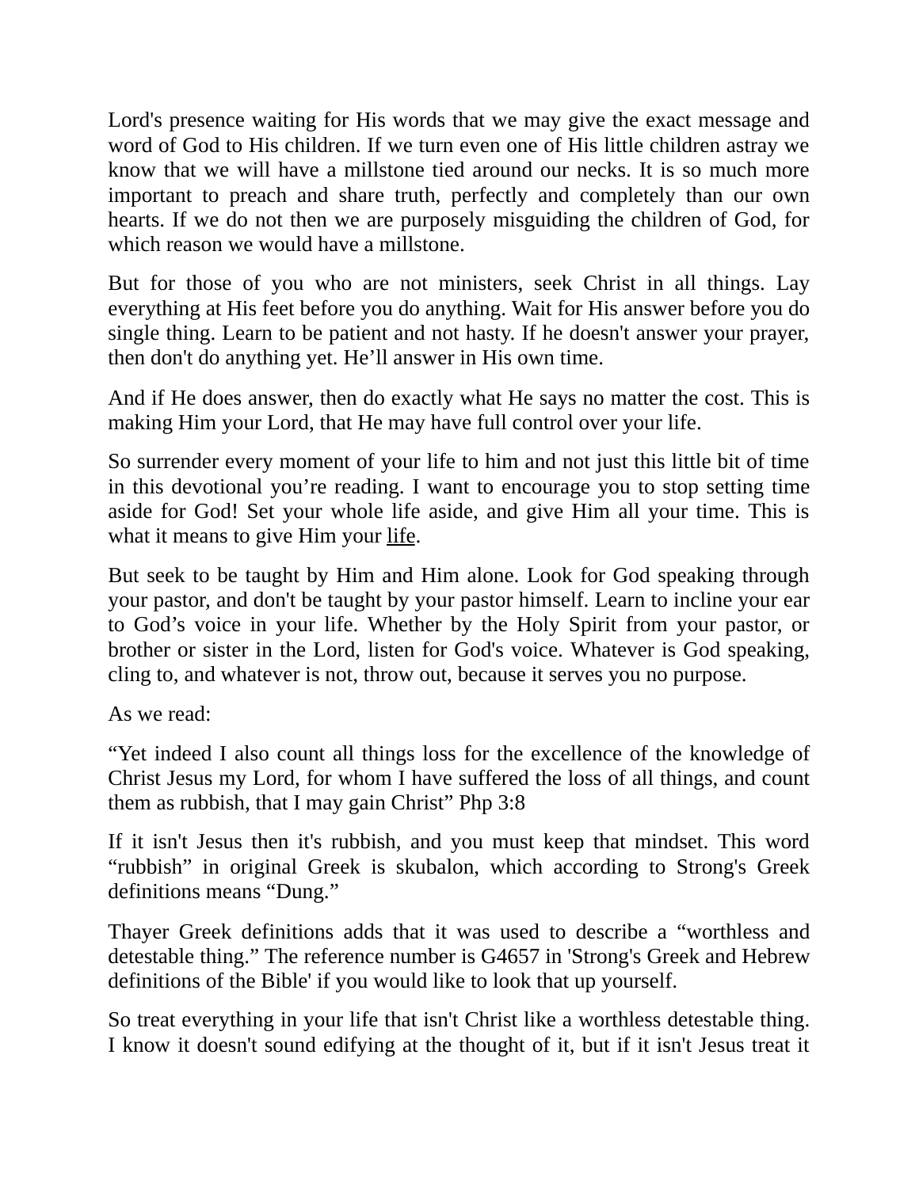Lord's presence waiting for His words that we may give the exact message and word of God to His children. If we turn even one of His little children astray we know that we will have a millstone tied around our necks. It is so much more important to preach and share truth, perfectly and completely than our own hearts. If we do not then we are purposely misguiding the children of God, for which reason we would have a millstone.

But for those of you who are not ministers, seek Christ in all things. Lay everything at His feet before you do anything. Wait for His answer before you do single thing. Learn to be patient and not hasty. If he doesn't answer your prayer, then don't do anything yet. He'll answer in His own time.

And if He does answer, then do exactly what He says no matter the cost. This is making Him your Lord, that He may have full control over your life.

So surrender every moment of your life to him and not just this little bit of time in this devotional you're reading. I want to encourage you to stop setting time aside for God! Set your whole life aside, and give Him all your time. This is what it means to give Him your <u>life</u>.

But seek to be taught by Him and Him alone. Look for God speaking through your pastor, and don't be taught by your pastor himself. Learn to incline your ear to God's voice in your life. Whether by the Holy Spirit from your pastor, or brother or sister in the Lord, listen for God's voice. Whatever is God speaking, cling to, and whatever is not, throw out, because it serves you no purpose.

As we read:

"Yet indeed I also count all things loss for the excellence of the knowledge of Christ Jesus my Lord, for whom I have suffered the loss of all things, and count them as rubbish, that I may gain Christ" Php 3:8

If it isn't Jesus then it's rubbish, and you must keep that mindset. This word "rubbish" in original Greek is skubalon, which according to Strong's Greek definitions means "Dung."

Thayer Greek definitions adds that it was used to describe a "worthless and detestable thing." The reference number is G4657 in 'Strong's Greek and Hebrew definitions of the Bible' if you would like to look that up yourself.

So treat everything in your life that isn't Christ like a worthless detestable thing. I know it doesn't sound edifying at the thought of it, but if it isn't Jesus treat it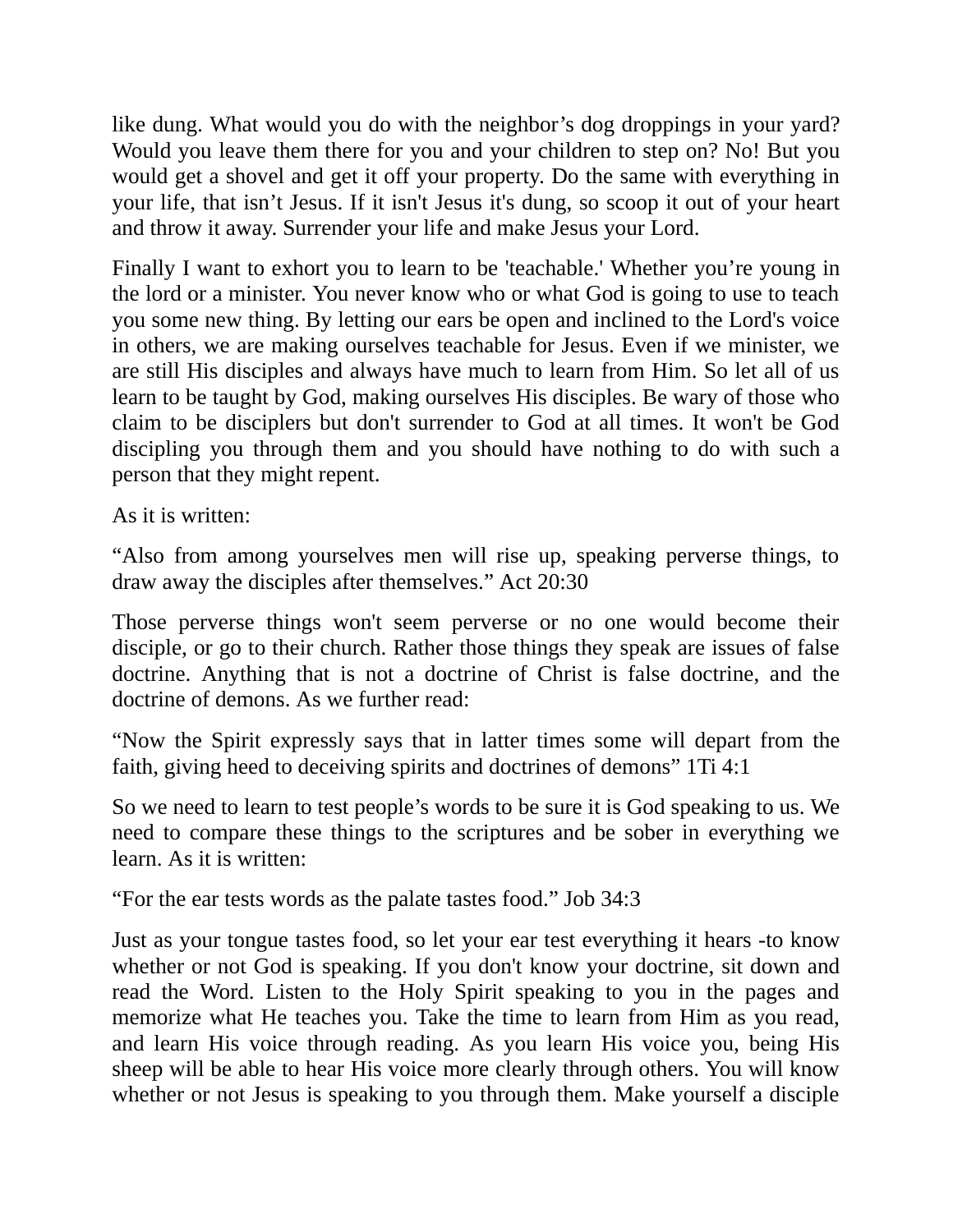like dung. What would you do with the neighbor's dog droppings in your yard? Would you leave them there for you and your children to step on? No! But you would get a shovel and get it off your property. Do the same with everything in your life, that isn't Jesus. If it isn't Jesus it's dung, so scoop it out of your heart and throw it away. Surrender your life and make Jesus your Lord.

Finally I want to exhort you to learn to be 'teachable.' Whether you're young in the lord or a minister. You never know who or what God is going to use to teach you some new thing. By letting our ears be open and inclined to the Lord's voice in others, we are making ourselves teachable for Jesus. Even if we minister, we are still His disciples and always have much to learn from Him. So let all of us learn to be taught by God, making ourselves His disciples. Be wary of those who claim to be disciplers but don't surrender to God at all times. It won't be God discipling you through them and you should have nothing to do with such a person that they might repent.

As it is written:

"Also from among yourselves men will rise up, speaking perverse things, to draw away the disciples after themselves." Act 20:30

Those perverse things won't seem perverse or no one would become their disciple, or go to their church. Rather those things they speak are issues of false doctrine. Anything that is not a doctrine of Christ is false doctrine, and the doctrine of demons. As we further read:

"Now the Spirit expressly says that in latter times some will depart from the faith, giving heed to deceiving spirits and doctrines of demons" 1Ti 4:1

So we need to learn to test people's words to be sure it is God speaking to us. We need to compare these things to the scriptures and be sober in everything we learn. As it is written:

"For the ear tests words as the palate tastes food." Job 34:3

Just as your tongue tastes food, so let your ear test everything it hears -to know whether or not God is speaking. If you don't know your doctrine, sit down and read the Word. Listen to the Holy Spirit speaking to you in the pages and memorize what He teaches you. Take the time to learn from Him as you read, and learn His voice through reading. As you learn His voice you, being His sheep will be able to hear His voice more clearly through others. You will know whether or not Jesus is speaking to you through them. Make yourself a disciple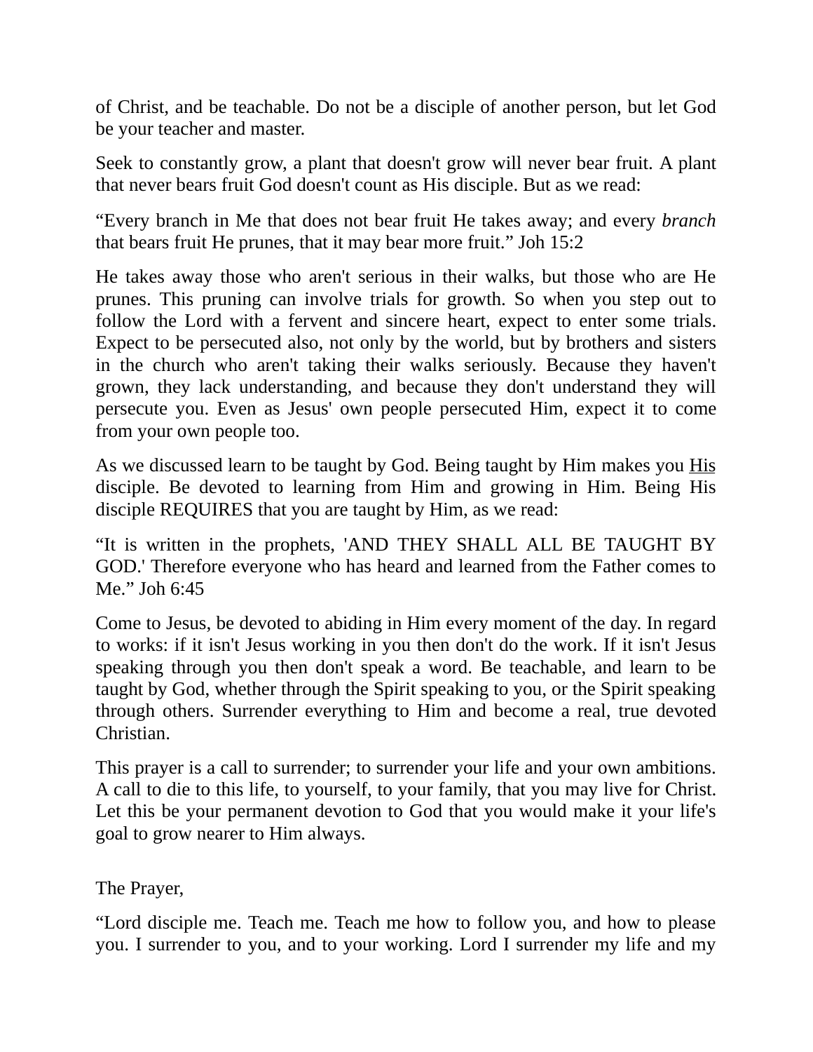of Christ, and be teachable. Do not be a disciple of another person, but let God be your teacher and master.

Seek to constantly grow, a plant that doesn't grow will never bear fruit. A plant that never bears fruit God doesn't count as His disciple. But as we read:

“Every branch in Me that does not bear fruit He takes away; and every *branch* that bears fruit He prunes, that it may bear more fruit.” Joh 15:2

He takes away those who aren't serious in their walks, but those who are He prunes. This pruning can involve trials for growth. So when you step out to follow the Lord with a fervent and sincere heart, expect to enter some trials. Expect to be persecuted also, not only by the world, but by brothers and sisters in the church who aren't taking their walks seriously. Because they haven't grown, they lack understanding, and because they don't understand they will persecute you. Even as Jesus' own people persecuted Him, expect it to come from your own people too.

As we discussed learn to be taught by God. Being taught by Him makes you <u>His</u> disciple. Be devoted to learning from Him and growing in Him. Being His disciple REQUIRES that you are taught by Him, as we read:

“It is written in the prophets, 'AND THEY SHALL ALL BE TAUGHT BY GOD.' Therefore everyone who has heard and learned from the Father comes to Me.” Joh 6:45

Come to Jesus, be devoted to abiding in Him every moment of the day. In regard to works: if it isn't Jesus working in you then don't do the work. If it isn't Jesus speaking through you then don't speak a word. Be teachable, and learn to be taught by God, whether through the Spirit speaking to you, or the Spirit speaking through others. Surrender everything to Him and become a real, true devoted Christian.

This prayer is a call to surrender; to surrender your life and your own ambitions. A call to die to this life, to yourself, to your family, that you may live for Christ. Let this be your permanent devotion to God that you would make it your life's goal to grow nearer to Him always.

The Prayer,

“Lord disciple me. Teach me. Teach me how to follow you, and how to please you. I surrender to you, and to your working. Lord I surrender my life and my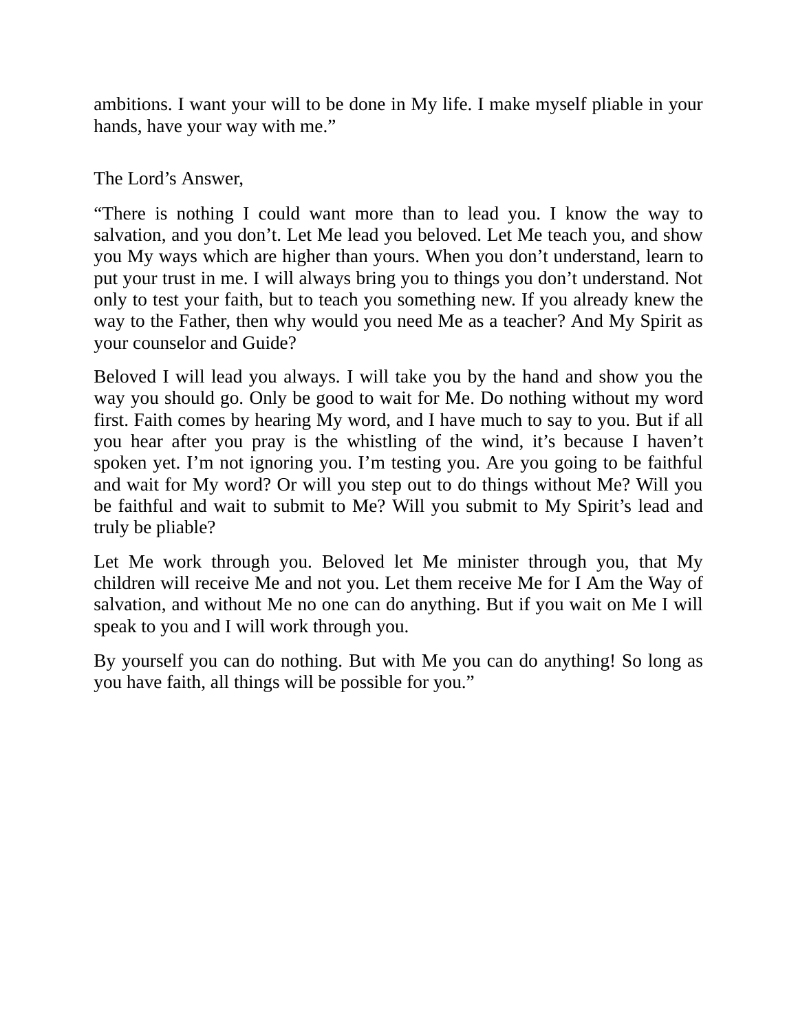ambitions. I want your will to be done in My life. I make myself pliable in your hands, have your way with me."

The Lord's Answer,

"There is nothing I could want more than to lead you. I know the way to salvation, and you don't. Let Me lead you beloved. Let Me teach you, and show you My ways which are higher than yours. When you don't understand, learn to put your trust in me. I will always bring you to things you don't understand. Not only to test your faith, but to teach you something new. If you already knew the way to the Father, then why would you need Me as a teacher? And My Spirit as your counselor and Guide?

Beloved I will lead you always. I will take you by the hand and show you the way you should go. Only be good to wait for Me. Do nothing without my word first. Faith comes by hearing My word, and I have much to say to you. But if all you hear after you pray is the whistling of the wind, it's because I haven't spoken yet. I'm not ignoring you. I'm testing you. Are you going to be faithful and wait for My word? Or will you step out to do things without Me? Will you be faithful and wait to submit to Me? Will you submit to My Spirit's lead and truly be pliable?

Let Me work through you. Beloved let Me minister through you, that My children will receive Me and not you. Let them receive Me for I Am the Way of salvation, and without Me no one can do anything. But if you wait on Me I will speak to you and I will work through you.

By yourself you can do nothing. But with Me you can do anything! So long as you have faith, all things will be possible for you."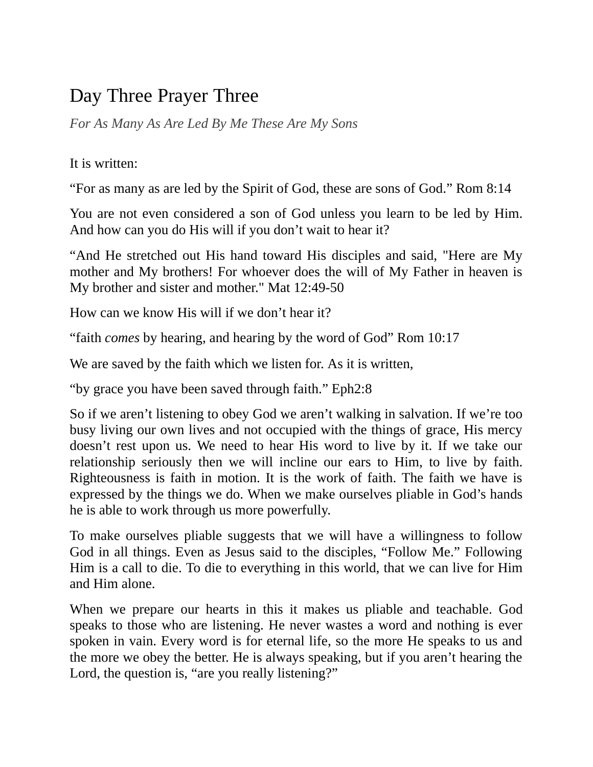# Day Three Prayer Three

*For As Many As Are Led By Me These Are My Sons*

It is written:

“For as many as are led by the Spirit of God, these are sons of God.” Rom 8:14

You are not even considered a son of God unless you learn to be led by Him. And how can you do His will if you don’t wait to hear it?

“And He stretched out His hand toward His disciples and said, "Here are My mother and My brothers! For whoever does the will of My Father in heaven is My brother and sister and mother." Mat 12:49-50

How can we know His will if we don’t hear it?

“faith *comes* by hearing, and hearing by the word of God” Rom 10:17

We are saved by the faith which we listen for. As it is written,

“by grace you have been saved through faith.” Eph2:8

So if we aren’t listening to obey God we aren’t walking in salvation. If we’re too busy living our own lives and not occupied with the things of grace, His mercy doesn’t rest upon us. We need to hear His word to live by it. If we take our relationship seriously then we will incline our ears to Him, to live by faith. Righteousness is faith in motion. It is the work of faith. The faith we have is expressed by the things we do. When we make ourselves pliable in God’s hands he is able to work through us more powerfully.

To make ourselves pliable suggests that we will have a willingness to follow God in all things. Even as Jesus said to the disciples, “Follow Me.” Following Him is a call to die. To die to everything in this world, that we can live for Him and Him alone.

When we prepare our hearts in this it makes us pliable and teachable. God speaks to those who are listening. He never wastes a word and nothing is ever spoken in vain. Every word is for eternal life, so the more He speaks to us and the more we obey the better. He is always speaking, but if you aren’t hearing the Lord, the question is, “are you really listening?”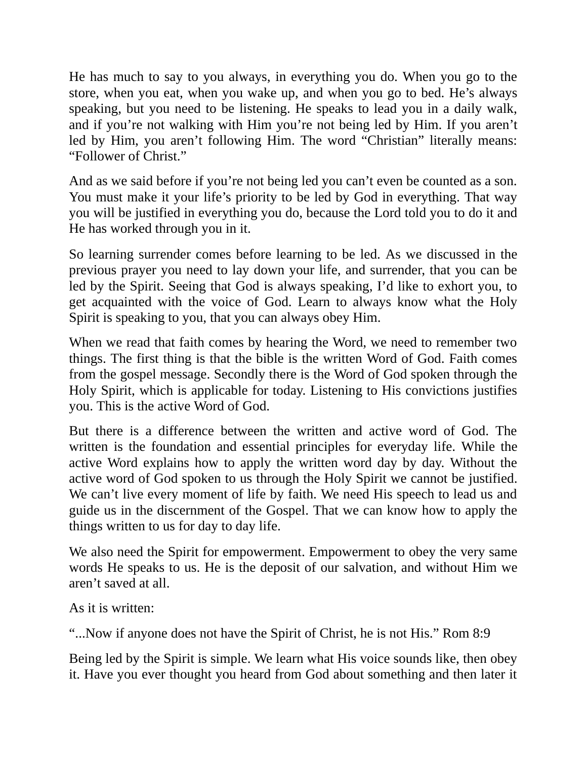He has much to say to you always, in everything you do. When you go to the store, when you eat, when you wake up, and when you go to bed. He's always speaking, but you need to be listening. He speaks to lead you in a daily walk, and if you're not walking with Him you're not being led by Him. If you aren't led by Him, you aren't following Him. The word "Christian" literally means: "Follower of Christ."

And as we said before if you're not being led you can't even be counted as a son. You must make it your life's priority to be led by God in everything. That way you will be justified in everything you do, because the Lord told you to do it and He has worked through you in it.

So learning surrender comes before learning to be led. As we discussed in the previous prayer you need to lay down your life, and surrender, that you can be led by the Spirit. Seeing that God is always speaking, I'd like to exhort you, to get acquainted with the voice of God. Learn to always know what the Holy Spirit is speaking to you, that you can always obey Him.

When we read that faith comes by hearing the Word, we need to remember two things. The first thing is that the bible is the written Word of God. Faith comes from the gospel message. Secondly there is the Word of God spoken through the Holy Spirit, which is applicable for today. Listening to His convictions justifies you. This is the active Word of God.

But there is a difference between the written and active word of God. The written is the foundation and essential principles for everyday life. While the active Word explains how to apply the written word day by day. Without the active word of God spoken to us through the Holy Spirit we cannot be justified. We can't live every moment of life by faith. We need His speech to lead us and guide us in the discernment of the Gospel. That we can know how to apply the things written to us for day to day life.

We also need the Spirit for empowerment. Empowerment to obey the very same words He speaks to us. He is the deposit of our salvation, and without Him we aren't saved at all.

As it is written:

"...Now if anyone does not have the Spirit of Christ, he is not His." Rom 8:9

Being led by the Spirit is simple. We learn what His voice sounds like, then obey it. Have you ever thought you heard from God about something and then later it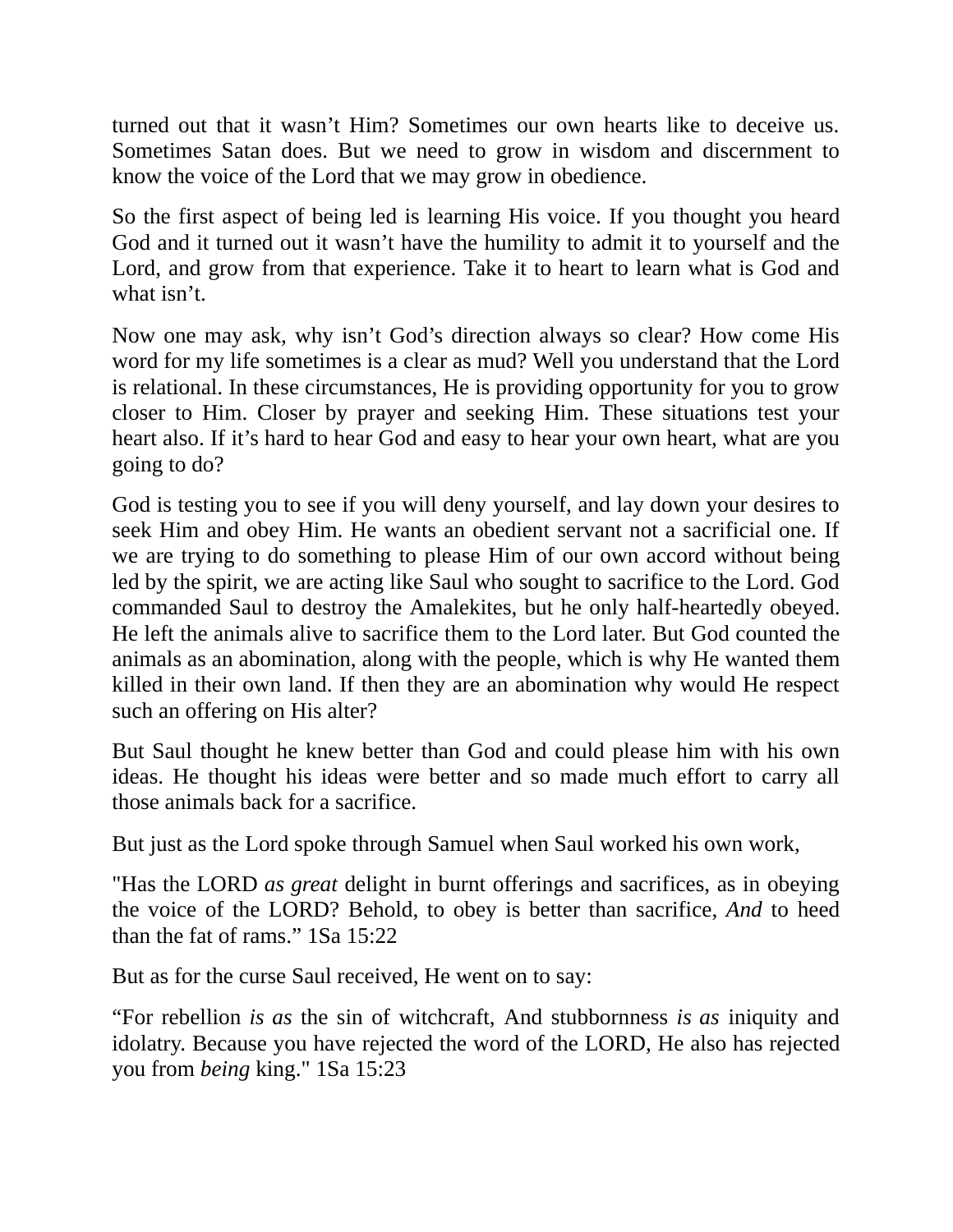turned out that it wasn't Him? Sometimes our own hearts like to deceive us. Sometimes Satan does. But we need to grow in wisdom and discernment to know the voice of the Lord that we may grow in obedience.

So the first aspect of being led is learning His voice. If you thought you heard God and it turned out it wasn't have the humility to admit it to yourself and the Lord, and grow from that experience. Take it to heart to learn what is God and what isn't.

Now one may ask, why isn't God's direction always so clear? How come His word for my life sometimes is a clear as mud? Well you understand that the Lord is relational. In these circumstances, He is providing opportunity for you to grow closer to Him. Closer by prayer and seeking Him. These situations test your heart also. If it's hard to hear God and easy to hear your own heart, what are you going to do?

God is testing you to see if you will deny yourself, and lay down your desires to seek Him and obey Him. He wants an obedient servant not a sacrificial one. If we are trying to do something to please Him of our own accord without being led by the spirit, we are acting like Saul who sought to sacrifice to the Lord. God commanded Saul to destroy the Amalekites, but he only half-heartedly obeyed. He left the animals alive to sacrifice them to the Lord later. But God counted the animals as an abomination, along with the people, which is why He wanted them killed in their own land. If then they are an abomination why would He respect such an offering on His alter?

But Saul thought he knew better than God and could please him with his own ideas. He thought his ideas were better and so made much effort to carry all those animals back for a sacrifice.

But just as the Lord spoke through Samuel when Saul worked his own work,

"Has the LORD *as great* delight in burnt offerings and sacrifices, as in obeying the voice of the LORD? Behold, to obey is better than sacrifice, *And* to heed than the fat of rams." 1Sa 15:22

But as for the curse Saul received, He went on to say:

"For rebellion *is as* the sin of witchcraft, And stubbornness *is as* iniquity and idolatry. Because you have rejected the word of the LORD, He also has rejected you from *being* king." 1Sa 15:23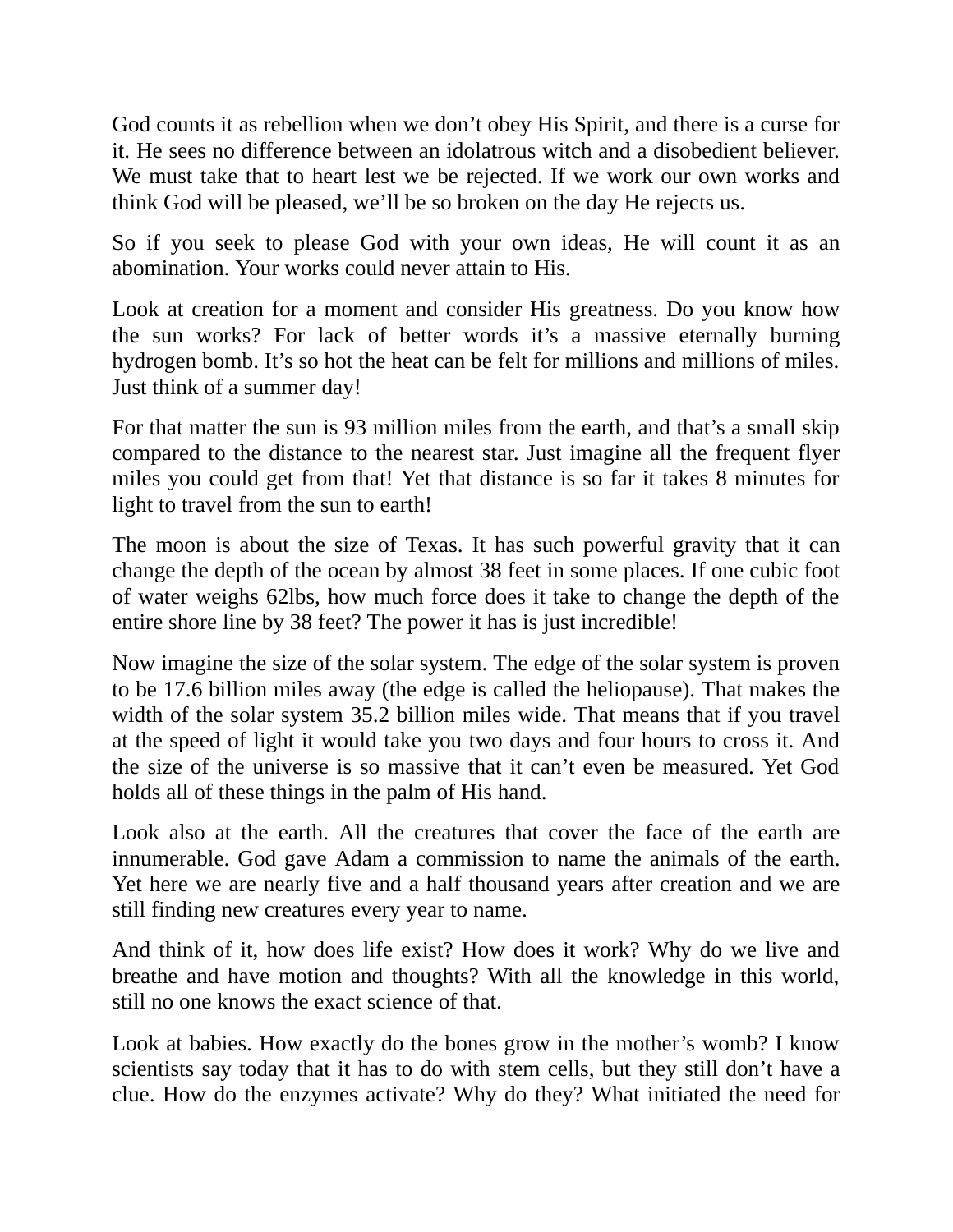God counts it as rebellion when we don't obey His Spirit, and there is a curse for it. He sees no difference between an idolatrous witch and a disobedient believer. We must take that to heart lest we be rejected. If we work our own works and think God will be pleased, we'll be so broken on the day He rejects us.

So if you seek to please God with your own ideas, He will count it as an abomination. Your works could never attain to His.

Look at creation for a moment and consider His greatness. Do you know how the sun works? For lack of better words it's a massive eternally burning hydrogen bomb. It's so hot the heat can be felt for millions and millions of miles. Just think of a summer day!

For that matter the sun is 93 million miles from the earth, and that's a small skip compared to the distance to the nearest star. Just imagine all the frequent flyer miles you could get from that! Yet that distance is so far it takes 8 minutes for light to travel from the sun to earth!

The moon is about the size of Texas. It has such powerful gravity that it can change the depth of the ocean by almost 38 feet in some places. If one cubic foot of water weighs 62lbs, how much force does it take to change the depth of the entire shore line by 38 feet? The power it has is just incredible!

Now imagine the size of the solar system. The edge of the solar system is proven to be 17.6 billion miles away (the edge is called the heliopause). That makes the width of the solar system 35.2 billion miles wide. That means that if you travel at the speed of light it would take you two days and four hours to cross it. And the size of the universe is so massive that it can't even be measured. Yet God holds all of these things in the palm of His hand.

Look also at the earth. All the creatures that cover the face of the earth are innumerable. God gave Adam a commission to name the animals of the earth. Yet here we are nearly five and a half thousand years after creation and we are still finding new creatures every year to name.

And think of it, how does life exist? How does it work? Why do we live and breathe and have motion and thoughts? With all the knowledge in this world, still no one knows the exact science of that.

Look at babies. How exactly do the bones grow in the mother's womb? I know scientists say today that it has to do with stem cells, but they still don't have a clue. How do the enzymes activate? Why do they? What initiated the need for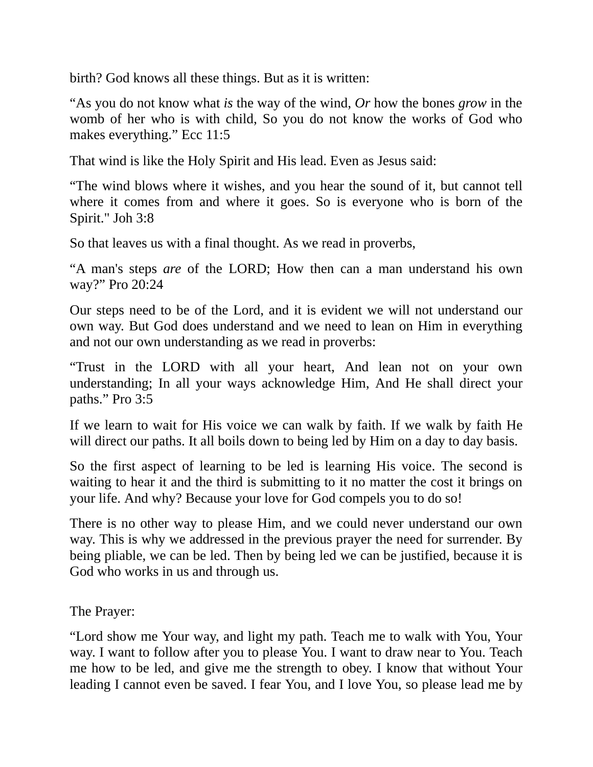birth? God knows all these things. But as it is written:

“As you do not know what *is* the way of the wind, *Or* how the bones *grow* in the womb of her who is with child, So you do not know the works of God who makes everything.” Ecc 11:5

That wind is like the Holy Spirit and His lead. Even as Jesus said:

“The wind blows where it wishes, and you hear the sound of it, but cannot tell where it comes from and where it goes. So is everyone who is born of the Spirit." Joh 3:8

So that leaves us with a final thought. As we read in proverbs,

“A man's steps *are* of the LORD; How then can a man understand his own way?” Pro 20:24

Our steps need to be of the Lord, and it is evident we will not understand our own way. But God does understand and we need to lean on Him in everything and not our own understanding as we read in proverbs:

“Trust in the LORD with all your heart, And lean not on your own understanding; In all your ways acknowledge Him, And He shall direct your paths.” Pro 3:5

If we learn to wait for His voice we can walk by faith. If we walk by faith He will direct our paths. It all boils down to being led by Him on a day to day basis.

So the first aspect of learning to be led is learning His voice. The second is waiting to hear it and the third is submitting to it no matter the cost it brings on your life. And why? Because your love for God compels you to do so!

There is no other way to please Him, and we could never understand our own way. This is why we addressed in the previous prayer the need for surrender. By being pliable, we can be led. Then by being led we can be justified, because it is God who works in us and through us.

The Prayer:

“Lord show me Your way, and light my path. Teach me to walk with You, Your way. I want to follow after you to please You. I want to draw near to You. Teach me how to be led, and give me the strength to obey. I know that without Your leading I cannot even be saved. I fear You, and I love You, so please lead me by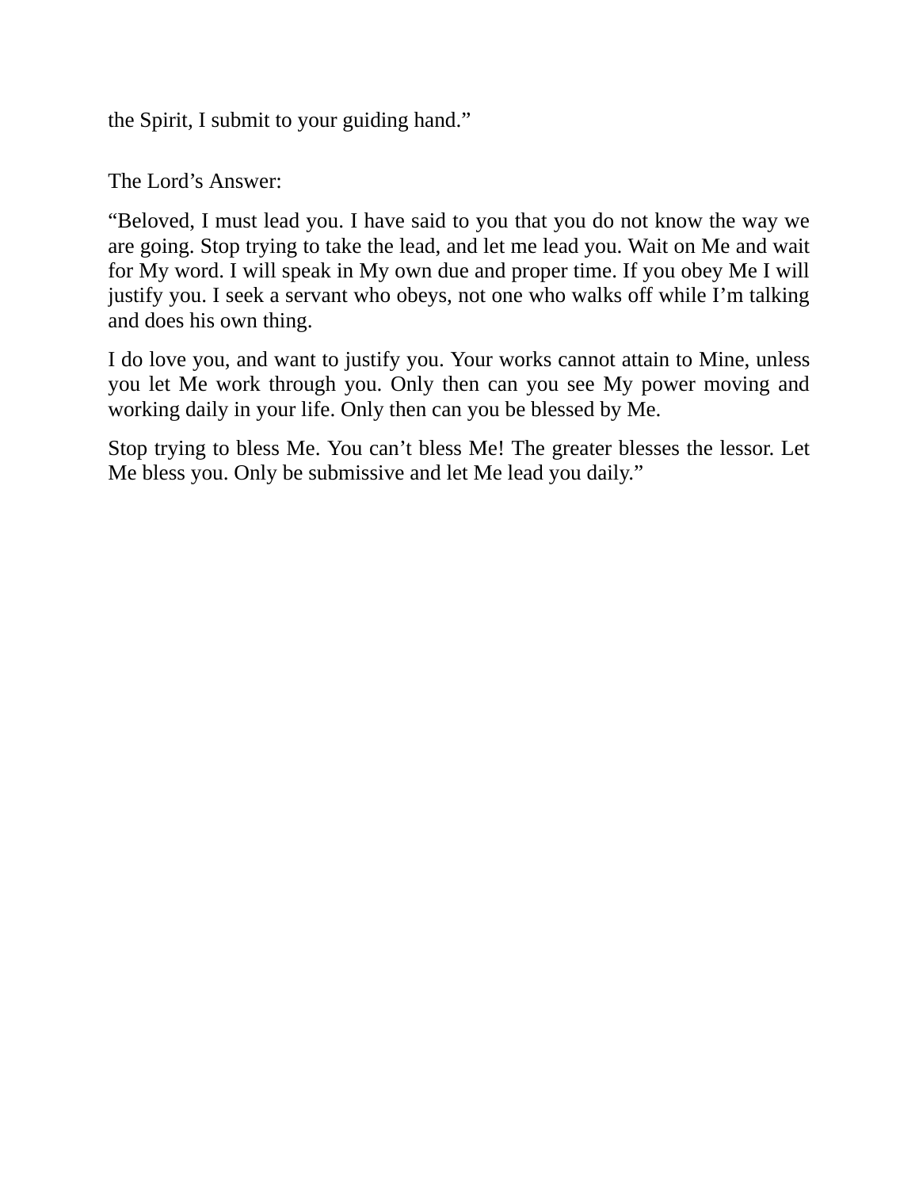the Spirit, I submit to your guiding hand."

The Lord's Answer:

"Beloved, I must lead you. I have said to you that you do not know the way we are going. Stop trying to take the lead, and let me lead you. Wait on Me and wait for My word. I will speak in My own due and proper time. If you obey Me I will justify you. I seek a servant who obeys, not one who walks off while I'm talking and does his own thing.

I do love you, and want to justify you. Your works cannot attain to Mine, unless you let Me work through you. Only then can you see My power moving and working daily in your life. Only then can you be blessed by Me.

Stop trying to bless Me. You can't bless Me! The greater blesses the lessor. Let Me bless you. Only be submissive and let Me lead you daily."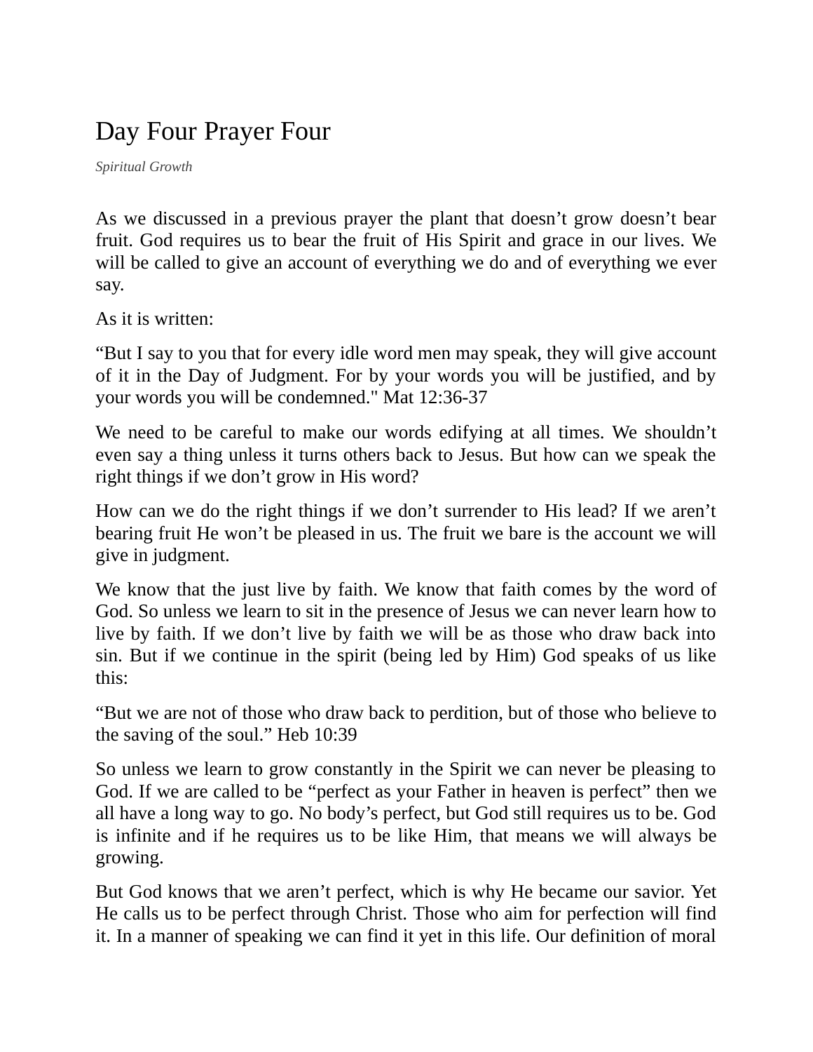# Day Four Prayer Four

*Spiritual Growth*

As we discussed in a previous prayer the plant that doesn't grow doesn't bear fruit. God requires us to bear the fruit of His Spirit and grace in our lives. We will be called to give an account of everything we do and of everything we ever say.

As it is written:

"But I say to you that for every idle word men may speak, they will give account of it in the Day of Judgment. For by your words you will be justified, and by your words you will be condemned." Mat 12:36-37

We need to be careful to make our words edifying at all times. We shouldn't even say a thing unless it turns others back to Jesus. But how can we speak the right things if we don't grow in His word?

How can we do the right things if we don't surrender to His lead? If we aren't bearing fruit He won't be pleased in us. The fruit we bare is the account we will give in judgment.

We know that the just live by faith. We know that faith comes by the word of God. So unless we learn to sit in the presence of Jesus we can never learn how to live by faith. If we don't live by faith we will be as those who draw back into sin. But if we continue in the spirit (being led by Him) God speaks of us like this:

"But we are not of those who draw back to perdition, but of those who believe to the saving of the soul." Heb 10:39

So unless we learn to grow constantly in the Spirit we can never be pleasing to God. If we are called to be "perfect as your Father in heaven is perfect" then we all have a long way to go. No body's perfect, but God still requires us to be. God is infinite and if he requires us to be like Him, that means we will always be growing.

But God knows that we aren't perfect, which is why He became our savior. Yet He calls us to be perfect through Christ. Those who aim for perfection will find it. In a manner of speaking we can find it yet in this life. Our definition of moral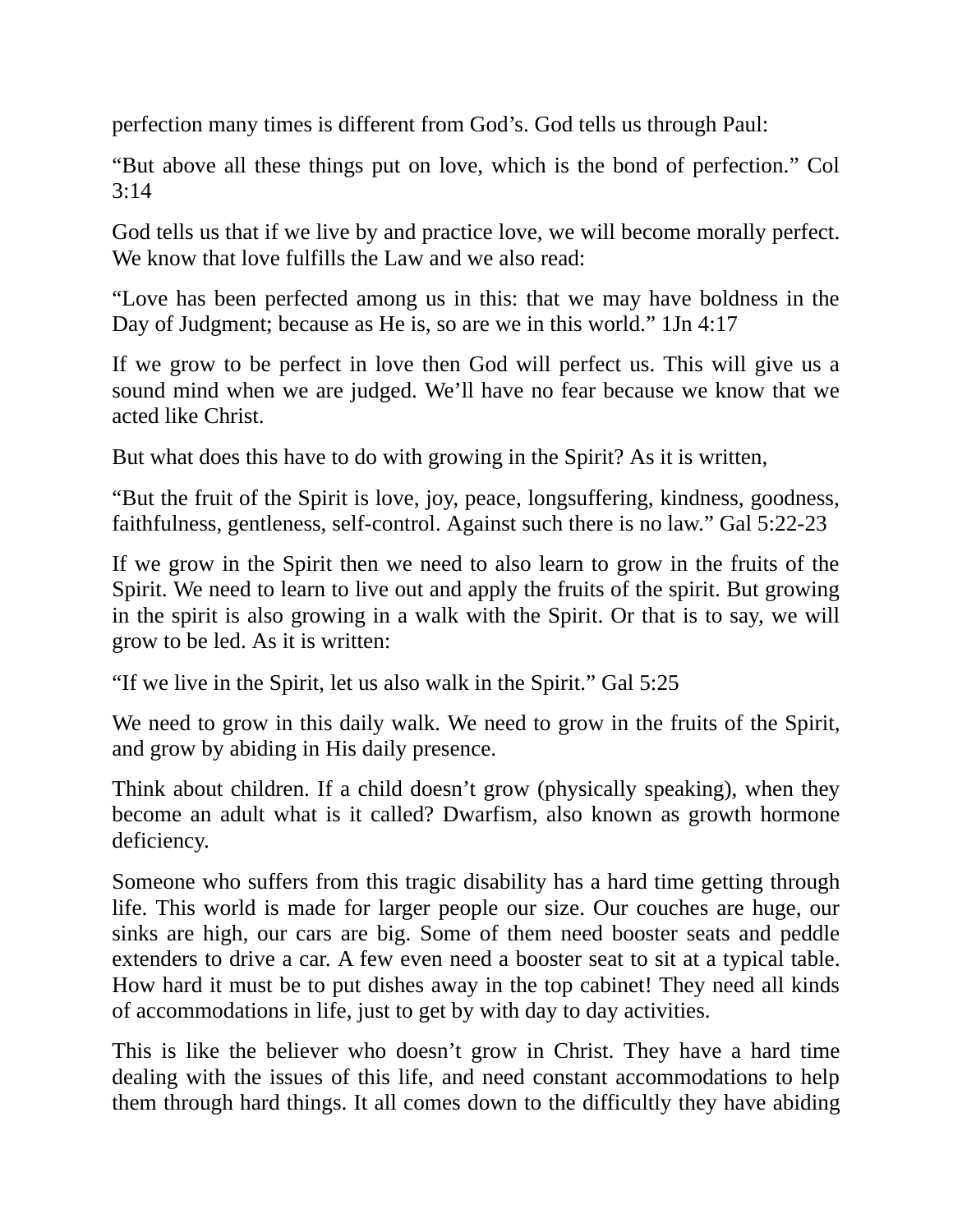perfection many times is different from God's. God tells us through Paul:

"But above all these things put on love, which is the bond of perfection." Col 3:14

God tells us that if we live by and practice love, we will become morally perfect. We know that love fulfills the Law and we also read:

"Love has been perfected among us in this: that we may have boldness in the Day of Judgment; because as He is, so are we in this world." 1Jn 4:17

If we grow to be perfect in love then God will perfect us. This will give us a sound mind when we are judged. We'll have no fear because we know that we acted like Christ.

But what does this have to do with growing in the Spirit? As it is written,

"But the fruit of the Spirit is love, joy, peace, longsuffering, kindness, goodness, faithfulness, gentleness, self-control. Against such there is no law." Gal 5:22-23

If we grow in the Spirit then we need to also learn to grow in the fruits of the Spirit. We need to learn to live out and apply the fruits of the spirit. But growing in the spirit is also growing in a walk with the Spirit. Or that is to say, we will grow to be led. As it is written:

"If we live in the Spirit, let us also walk in the Spirit." Gal 5:25

We need to grow in this daily walk. We need to grow in the fruits of the Spirit, and grow by abiding in His daily presence.

Think about children. If a child doesn't grow (physically speaking), when they become an adult what is it called? Dwarfism, also known as growth hormone deficiency.

Someone who suffers from this tragic disability has a hard time getting through life. This world is made for larger people our size. Our couches are huge, our sinks are high, our cars are big. Some of them need booster seats and peddle extenders to drive a car. A few even need a booster seat to sit at a typical table. How hard it must be to put dishes away in the top cabinet! They need all kinds of accommodations in life, just to get by with day to day activities.

This is like the believer who doesn't grow in Christ. They have a hard time dealing with the issues of this life, and need constant accommodations to help them through hard things. It all comes down to the difficultly they have abiding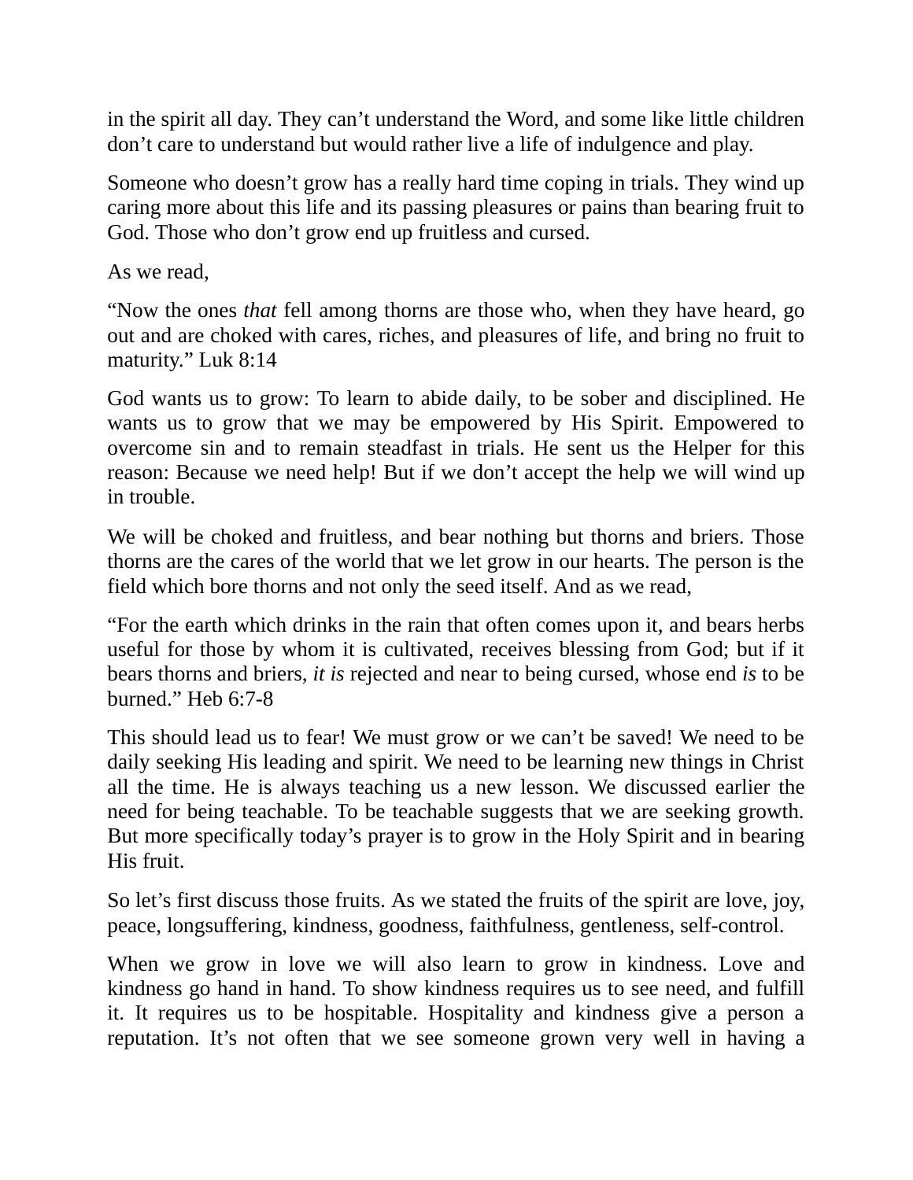in the spirit all day. They can't understand the Word, and some like little children don't care to understand but would rather live a life of indulgence and play.

Someone who doesn't grow has a really hard time coping in trials. They wind up caring more about this life and its passing pleasures or pains than bearing fruit to God. Those who don't grow end up fruitless and cursed.

As we read,

"Now the ones *that* fell among thorns are those who, when they have heard, go out and are choked with cares, riches, and pleasures of life, and bring no fruit to maturity." Luk 8:14

God wants us to grow: To learn to abide daily, to be sober and disciplined. He wants us to grow that we may be empowered by His Spirit. Empowered to overcome sin and to remain steadfast in trials. He sent us the Helper for this reason: Because we need help! But if we don't accept the help we will wind up in trouble.

We will be choked and fruitless, and bear nothing but thorns and briers. Those thorns are the cares of the world that we let grow in our hearts. The person is the field which bore thorns and not only the seed itself. And as we read,

"For the earth which drinks in the rain that often comes upon it, and bears herbs useful for those by whom it is cultivated, receives blessing from God; but if it bears thorns and briers, *it is* rejected and near to being cursed, whose end *is* to be burned." Heb 6:7-8

This should lead us to fear! We must grow or we can't be saved! We need to be daily seeking His leading and spirit. We need to be learning new things in Christ all the time. He is always teaching us a new lesson. We discussed earlier the need for being teachable. To be teachable suggests that we are seeking growth. But more specifically today's prayer is to grow in the Holy Spirit and in bearing His fruit.

So let's first discuss those fruits. As we stated the fruits of the spirit are love, joy, peace, longsuffering, kindness, goodness, faithfulness, gentleness, self-control.

When we grow in love we will also learn to grow in kindness. Love and kindness go hand in hand. To show kindness requires us to see need, and fulfill it. It requires us to be hospitable. Hospitality and kindness give a person a reputation. It's not often that we see someone grown very well in having a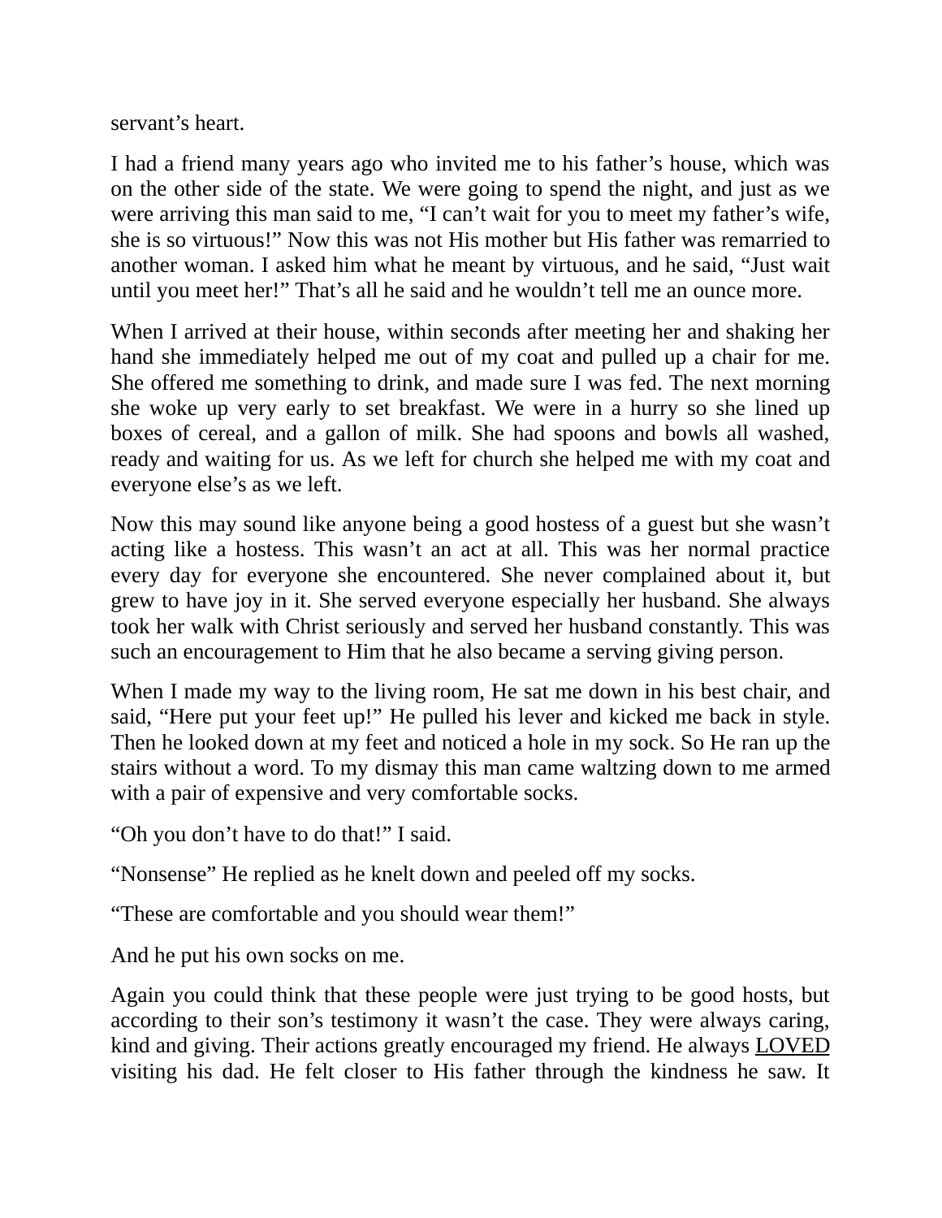servant’s heart.

I had a friend many years ago who invited me to his father’s house, which was on the other side of the state. We were going to spend the night, and just as we were arriving this man said to me, “I can’t wait for you to meet my father’s wife, she is so virtuous!” Now this was not His mother but His father was remarried to another woman. I asked him what he meant by virtuous, and he said, “Just wait until you meet her!” That’s all he said and he wouldn’t tell me an ounce more.

When I arrived at their house, within seconds after meeting her and shaking her hand she immediately helped me out of my coat and pulled up a chair for me. She offered me something to drink, and made sure I was fed. The next morning she woke up very early to set breakfast. We were in a hurry so she lined up boxes of cereal, and a gallon of milk. She had spoons and bowls all washed, ready and waiting for us. As we left for church she helped me with my coat and everyone else’s as we left.

Now this may sound like anyone being a good hostess of a guest but she wasn’t acting like a hostess. This wasn’t an act at all. This was her normal practice every day for everyone she encountered. She never complained about it, but grew to have joy in it. She served everyone especially her husband. She always took her walk with Christ seriously and served her husband constantly. This was such an encouragement to Him that he also became a serving giving person.

When I made my way to the living room, He sat me down in his best chair, and said, “Here put your feet up!” He pulled his lever and kicked me back in style. Then he looked down at my feet and noticed a hole in my sock. So He ran up the stairs without a word. To my dismay this man came waltzing down to me armed with a pair of expensive and very comfortable socks.

“Oh you don’t have to do that!” I said.

“Nonsense” He replied as he knelt down and peeled off my socks.

“These are comfortable and you should wear them!”

And he put his own socks on me.

Again you could think that these people were just trying to be good hosts, but according to their son’s testimony it wasn’t the case. They were always caring, kind and giving. Their actions greatly encouraged my friend. He always <u>LOVED</u> visiting his dad. He felt closer to His father through the kindness he saw. It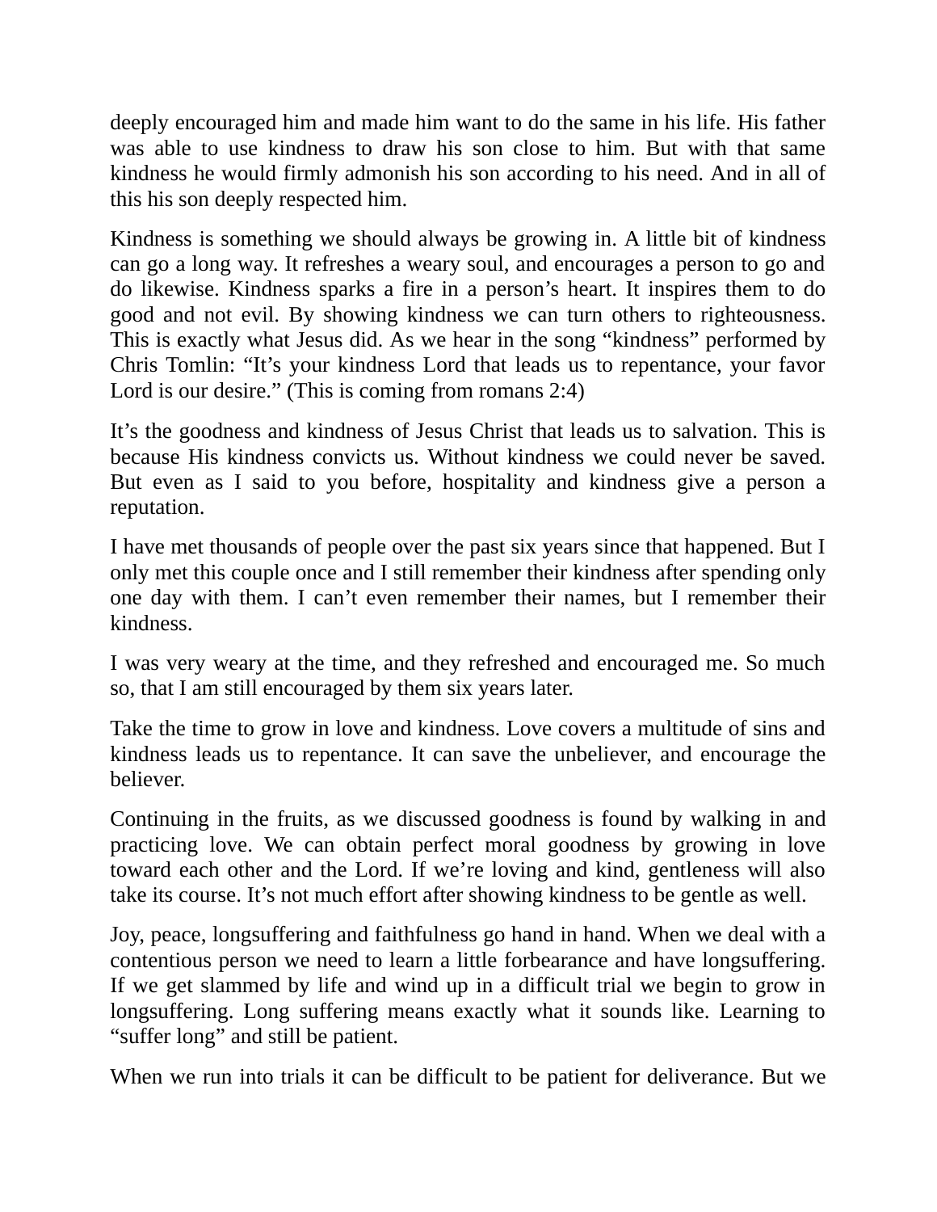deeply encouraged him and made him want to do the same in his life. His father was able to use kindness to draw his son close to him. But with that same kindness he would firmly admonish his son according to his need. And in all of this his son deeply respected him.

Kindness is something we should always be growing in. A little bit of kindness can go a long way. It refreshes a weary soul, and encourages a person to go and do likewise. Kindness sparks a fire in a person's heart. It inspires them to do good and not evil. By showing kindness we can turn others to righteousness. This is exactly what Jesus did. As we hear in the song "kindness" performed by Chris Tomlin: "It's your kindness Lord that leads us to repentance, your favor Lord is our desire." (This is coming from romans 2:4)

It's the goodness and kindness of Jesus Christ that leads us to salvation. This is because His kindness convicts us. Without kindness we could never be saved. But even as I said to you before, hospitality and kindness give a person a reputation.

I have met thousands of people over the past six years since that happened. But I only met this couple once and I still remember their kindness after spending only one day with them. I can't even remember their names, but I remember their kindness.

I was very weary at the time, and they refreshed and encouraged me. So much so, that I am still encouraged by them six years later.

Take the time to grow in love and kindness. Love covers a multitude of sins and kindness leads us to repentance. It can save the unbeliever, and encourage the believer.

Continuing in the fruits, as we discussed goodness is found by walking in and practicing love. We can obtain perfect moral goodness by growing in love toward each other and the Lord. If we're loving and kind, gentleness will also take its course. It's not much effort after showing kindness to be gentle as well.

Joy, peace, longsuffering and faithfulness go hand in hand. When we deal with a contentious person we need to learn a little forbearance and have longsuffering. If we get slammed by life and wind up in a difficult trial we begin to grow in longsuffering. Long suffering means exactly what it sounds like. Learning to "suffer long" and still be patient.

When we run into trials it can be difficult to be patient for deliverance. But we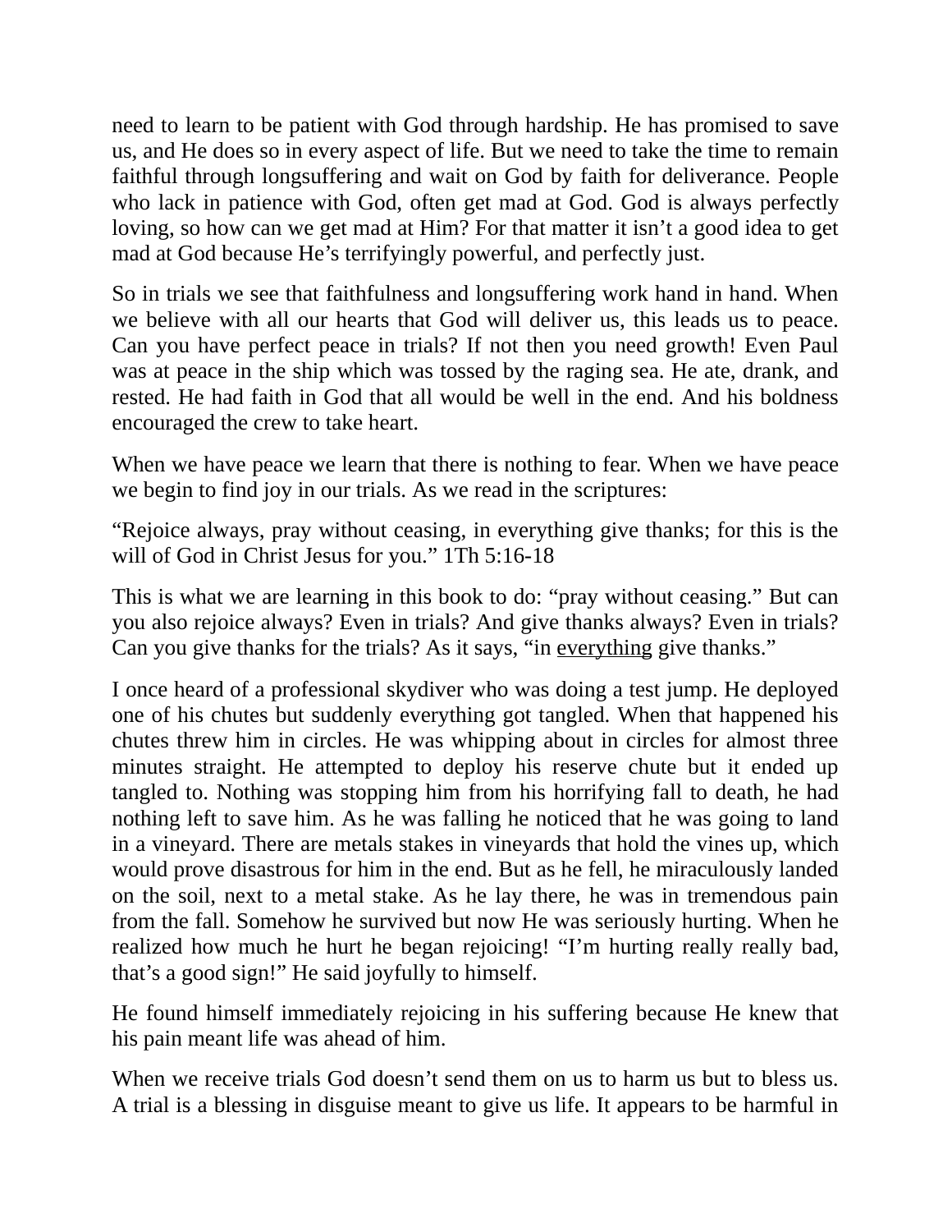need to learn to be patient with God through hardship. He has promised to save us, and He does so in every aspect of life. But we need to take the time to remain faithful through longsuffering and wait on God by faith for deliverance. People who lack in patience with God, often get mad at God. God is always perfectly loving, so how can we get mad at Him? For that matter it isn't a good idea to get mad at God because He's terrifyingly powerful, and perfectly just.

So in trials we see that faithfulness and longsuffering work hand in hand. When we believe with all our hearts that God will deliver us, this leads us to peace. Can you have perfect peace in trials? If not then you need growth! Even Paul was at peace in the ship which was tossed by the raging sea. He ate, drank, and rested. He had faith in God that all would be well in the end. And his boldness encouraged the crew to take heart.

When we have peace we learn that there is nothing to fear. When we have peace we begin to find joy in our trials. As we read in the scriptures:

"Rejoice always, pray without ceasing, in everything give thanks; for this is the will of God in Christ Jesus for you." 1Th 5:16-18

This is what we are learning in this book to do: "pray without ceasing." But can you also rejoice always? Even in trials? And give thanks always? Even in trials? Can you give thanks for the trials? As it says, "in <u>everything</u> give thanks."

I once heard of a professional skydiver who was doing a test jump. He deployed one of his chutes but suddenly everything got tangled. When that happened his chutes threw him in circles. He was whipping about in circles for almost three minutes straight. He attempted to deploy his reserve chute but it ended up tangled to. Nothing was stopping him from his horrifying fall to death, he had nothing left to save him. As he was falling he noticed that he was going to land in a vineyard. There are metals stakes in vineyards that hold the vines up, which would prove disastrous for him in the end. But as he fell, he miraculously landed on the soil, next to a metal stake. As he lay there, he was in tremendous pain from the fall. Somehow he survived but now He was seriously hurting. When he realized how much he hurt he began rejoicing! "I'm hurting really really bad, that's a good sign!" He said joyfully to himself.

He found himself immediately rejoicing in his suffering because He knew that his pain meant life was ahead of him.

When we receive trials God doesn't send them on us to harm us but to bless us. A trial is a blessing in disguise meant to give us life. It appears to be harmful in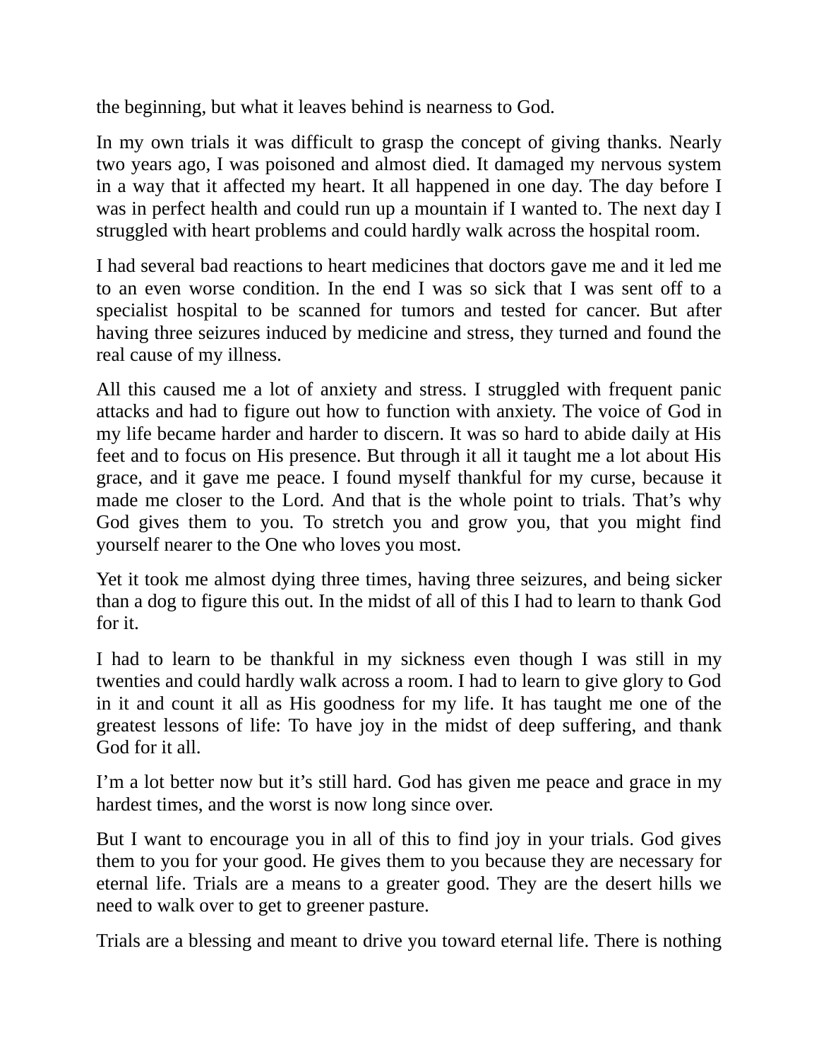the beginning, but what it leaves behind is nearness to God.

In my own trials it was difficult to grasp the concept of giving thanks. Nearly two years ago, I was poisoned and almost died. It damaged my nervous system in a way that it affected my heart. It all happened in one day. The day before I was in perfect health and could run up a mountain if I wanted to. The next day I struggled with heart problems and could hardly walk across the hospital room.

I had several bad reactions to heart medicines that doctors gave me and it led me to an even worse condition. In the end I was so sick that I was sent off to a specialist hospital to be scanned for tumors and tested for cancer. But after having three seizures induced by medicine and stress, they turned and found the real cause of my illness.

All this caused me a lot of anxiety and stress. I struggled with frequent panic attacks and had to figure out how to function with anxiety. The voice of God in my life became harder and harder to discern. It was so hard to abide daily at His feet and to focus on His presence. But through it all it taught me a lot about His grace, and it gave me peace. I found myself thankful for my curse, because it made me closer to the Lord. And that is the whole point to trials. That's why God gives them to you. To stretch you and grow you, that you might find yourself nearer to the One who loves you most.

Yet it took me almost dying three times, having three seizures, and being sicker than a dog to figure this out. In the midst of all of this I had to learn to thank God for it.

I had to learn to be thankful in my sickness even though I was still in my twenties and could hardly walk across a room. I had to learn to give glory to God in it and count it all as His goodness for my life. It has taught me one of the greatest lessons of life: To have joy in the midst of deep suffering, and thank God for it all.

I'm a lot better now but it's still hard. God has given me peace and grace in my hardest times, and the worst is now long since over.

But I want to encourage you in all of this to find joy in your trials. God gives them to you for your good. He gives them to you because they are necessary for eternal life. Trials are a means to a greater good. They are the desert hills we need to walk over to get to greener pasture.

Trials are a blessing and meant to drive you toward eternal life. There is nothing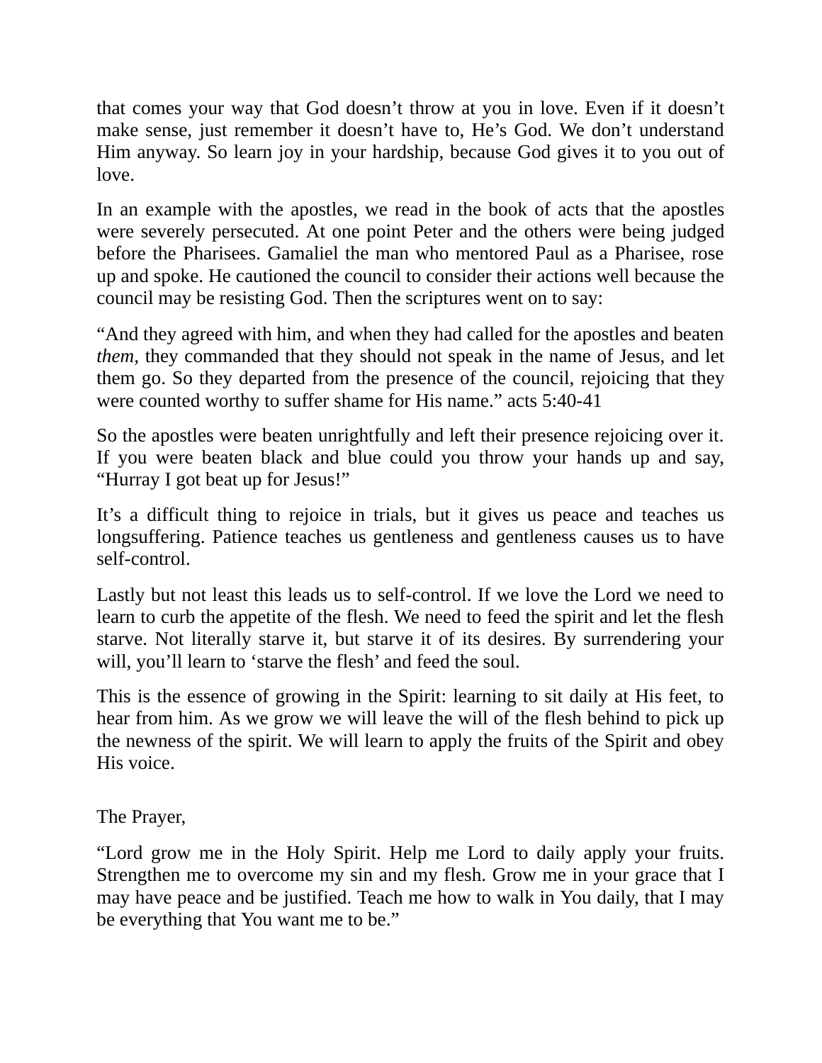that comes your way that God doesn't throw at you in love. Even if it doesn't make sense, just remember it doesn't have to, He's God. We don't understand Him anyway. So learn joy in your hardship, because God gives it to you out of love.

In an example with the apostles, we read in the book of acts that the apostles were severely persecuted. At one point Peter and the others were being judged before the Pharisees. Gamaliel the man who mentored Paul as a Pharisee, rose up and spoke. He cautioned the council to consider their actions well because the council may be resisting God. Then the scriptures went on to say:

"And they agreed with him, and when they had called for the apostles and beaten *them*, they commanded that they should not speak in the name of Jesus, and let them go. So they departed from the presence of the council, rejoicing that they were counted worthy to suffer shame for His name." acts 5:40-41

So the apostles were beaten unrightfully and left their presence rejoicing over it. If you were beaten black and blue could you throw your hands up and say, "Hurray I got beat up for Jesus!"

It's a difficult thing to rejoice in trials, but it gives us peace and teaches us longsuffering. Patience teaches us gentleness and gentleness causes us to have self-control.

Lastly but not least this leads us to self-control. If we love the Lord we need to learn to curb the appetite of the flesh. We need to feed the spirit and let the flesh starve. Not literally starve it, but starve it of its desires. By surrendering your will, you'll learn to 'starve the flesh' and feed the soul.

This is the essence of growing in the Spirit: learning to sit daily at His feet, to hear from him. As we grow we will leave the will of the flesh behind to pick up the newness of the spirit. We will learn to apply the fruits of the Spirit and obey His voice.

The Prayer,

"Lord grow me in the Holy Spirit. Help me Lord to daily apply your fruits. Strengthen me to overcome my sin and my flesh. Grow me in your grace that I may have peace and be justified. Teach me how to walk in You daily, that I may be everything that You want me to be."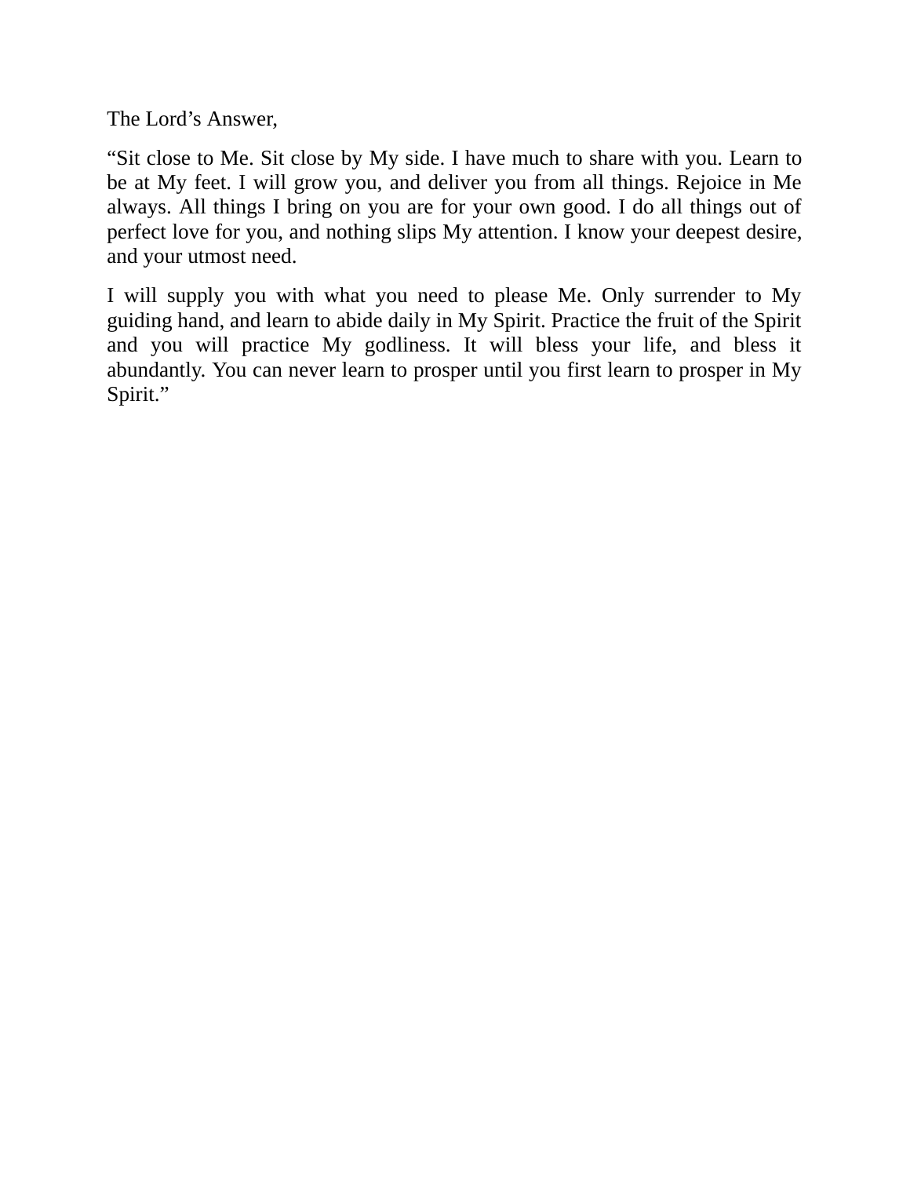The Lord’s Answer,

“Sit close to Me. Sit close by My side. I have much to share with you. Learn to be at My feet. I will grow you, and deliver you from all things. Rejoice in Me always. All things I bring on you are for your own good. I do all things out of perfect love for you, and nothing slips My attention. I know your deepest desire, and your utmost need.

I will supply you with what you need to please Me. Only surrender to My guiding hand, and learn to abide daily in My Spirit. Practice the fruit of the Spirit and you will practice My godliness. It will bless your life, and bless it abundantly. You can never learn to prosper until you first learn to prosper in My Spirit.”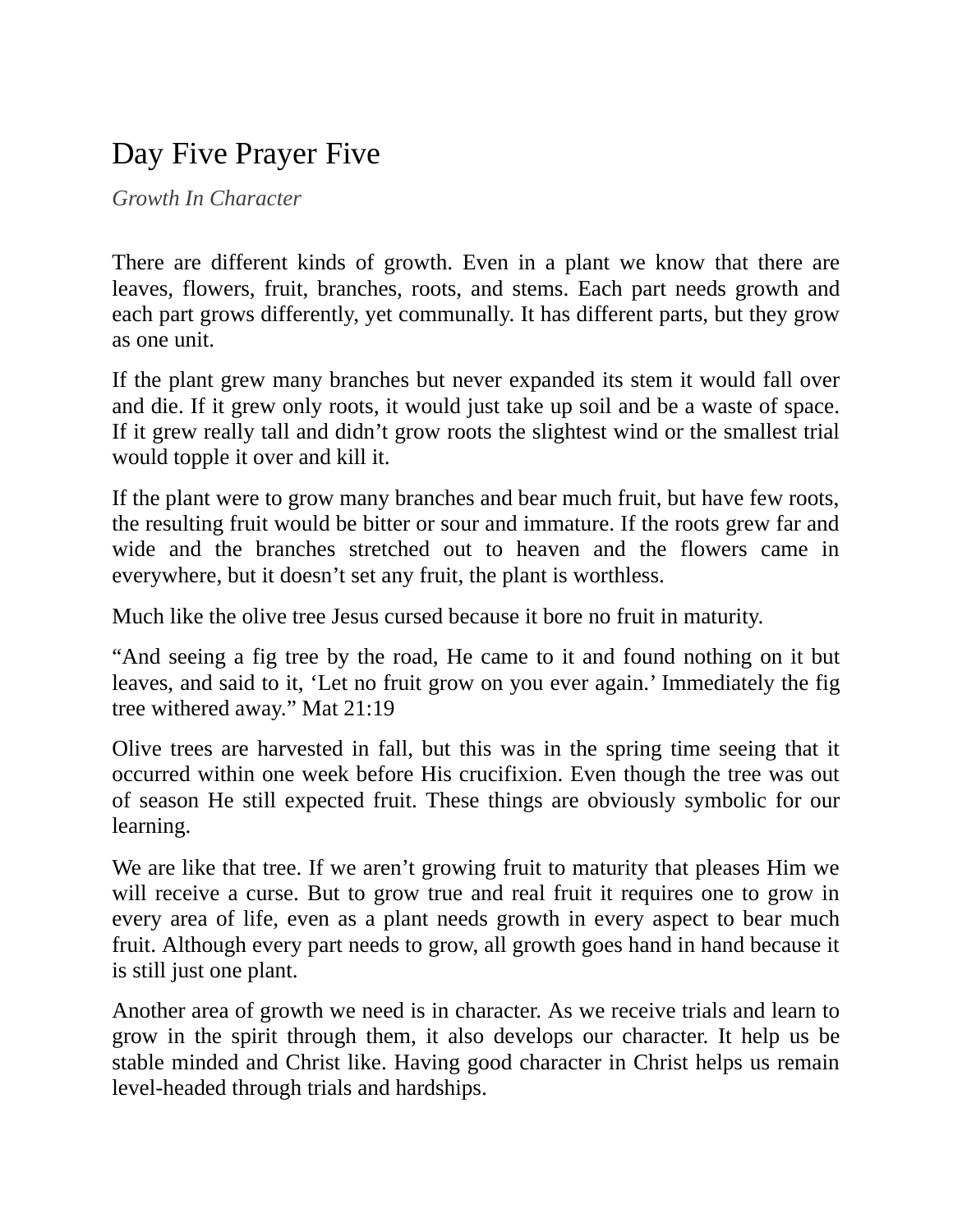# Day Five Prayer Five

*Growth In Character*

There are different kinds of growth. Even in a plant we know that there are leaves, flowers, fruit, branches, roots, and stems. Each part needs growth and each part grows differently, yet communally. It has different parts, but they grow as one unit.

If the plant grew many branches but never expanded its stem it would fall over and die. If it grew only roots, it would just take up soil and be a waste of space. If it grew really tall and didn't grow roots the slightest wind or the smallest trial would topple it over and kill it.

If the plant were to grow many branches and bear much fruit, but have few roots, the resulting fruit would be bitter or sour and immature. If the roots grew far and wide and the branches stretched out to heaven and the flowers came in everywhere, but it doesn't set any fruit, the plant is worthless.

Much like the olive tree Jesus cursed because it bore no fruit in maturity.

"And seeing a fig tree by the road, He came to it and found nothing on it but leaves, and said to it, 'Let no fruit grow on you ever again.' Immediately the fig tree withered away." Mat 21:19

Olive trees are harvested in fall, but this was in the spring time seeing that it occurred within one week before His crucifixion. Even though the tree was out of season He still expected fruit. These things are obviously symbolic for our learning.

We are like that tree. If we aren't growing fruit to maturity that pleases Him we will receive a curse. But to grow true and real fruit it requires one to grow in every area of life, even as a plant needs growth in every aspect to bear much fruit. Although every part needs to grow, all growth goes hand in hand because it is still just one plant.

Another area of growth we need is in character. As we receive trials and learn to grow in the spirit through them, it also develops our character. It help us be stable minded and Christ like. Having good character in Christ helps us remain level-headed through trials and hardships.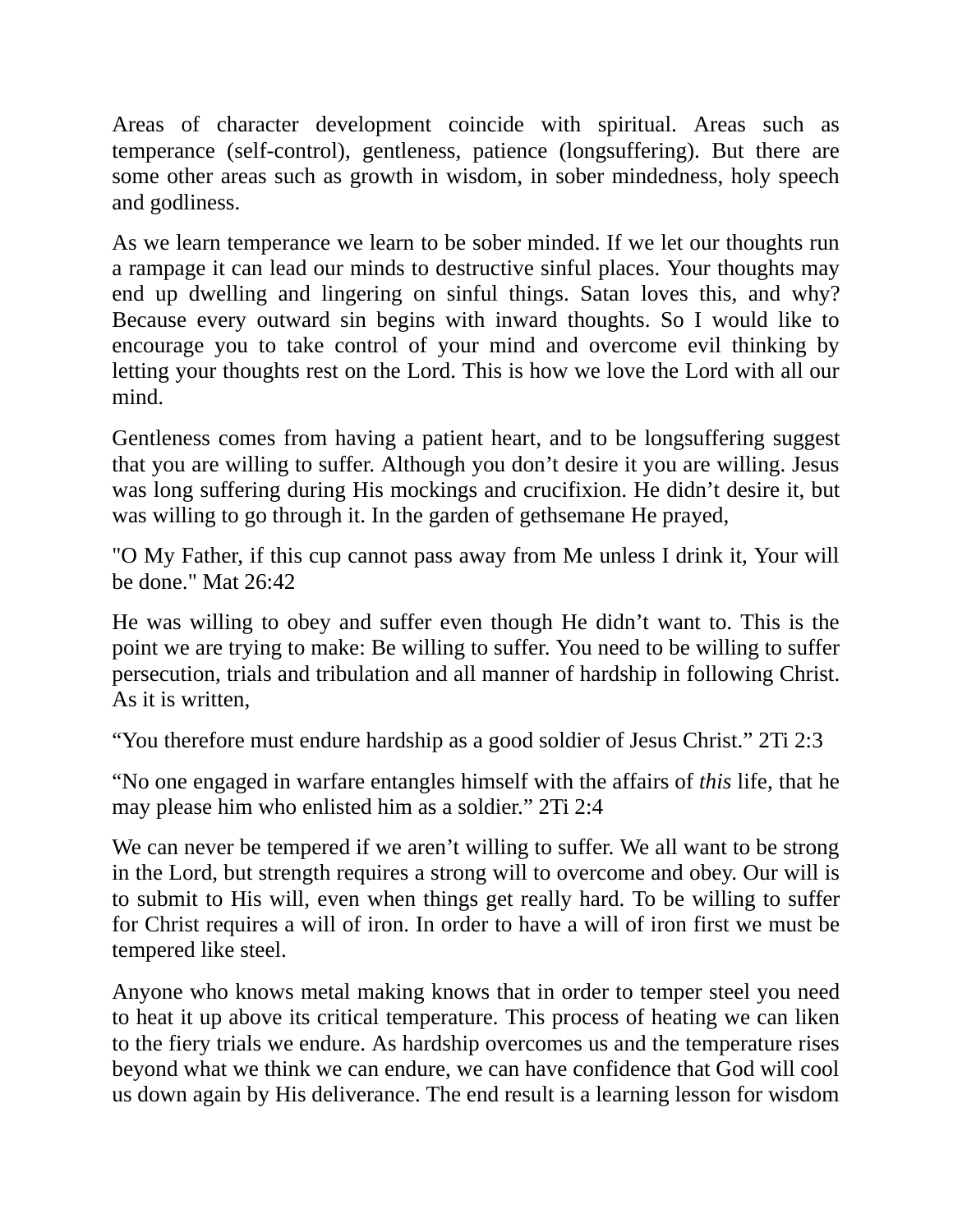Areas of character development coincide with spiritual. Areas such as temperance (self-control), gentleness, patience (longsuffering). But there are some other areas such as growth in wisdom, in sober mindedness, holy speech and godliness.

As we learn temperance we learn to be sober minded. If we let our thoughts run a rampage it can lead our minds to destructive sinful places. Your thoughts may end up dwelling and lingering on sinful things. Satan loves this, and why? Because every outward sin begins with inward thoughts. So I would like to encourage you to take control of your mind and overcome evil thinking by letting your thoughts rest on the Lord. This is how we love the Lord with all our mind.

Gentleness comes from having a patient heart, and to be longsuffering suggest that you are willing to suffer. Although you don’t desire it you are willing. Jesus was long suffering during His mockings and crucifixion. He didn’t desire it, but was willing to go through it. In the garden of gethsemane He prayed,

"O My Father, if this cup cannot pass away from Me unless I drink it, Your will be done." Mat 26:42

He was willing to obey and suffer even though He didn’t want to. This is the point we are trying to make: Be willing to suffer. You need to be willing to suffer persecution, trials and tribulation and all manner of hardship in following Christ. As it is written,

“You therefore must endure hardship as a good soldier of Jesus Christ.” 2Ti 2:3

“No one engaged in warfare entangles himself with the affairs of *this* life, that he may please him who enlisted him as a soldier.” 2Ti 2:4

We can never be tempered if we aren’t willing to suffer. We all want to be strong in the Lord, but strength requires a strong will to overcome and obey. Our will is to submit to His will, even when things get really hard. To be willing to suffer for Christ requires a will of iron. In order to have a will of iron first we must be tempered like steel.

Anyone who knows metal making knows that in order to temper steel you need to heat it up above its critical temperature. This process of heating we can liken to the fiery trials we endure. As hardship overcomes us and the temperature rises beyond what we think we can endure, we can have confidence that God will cool us down again by His deliverance. The end result is a learning lesson for wisdom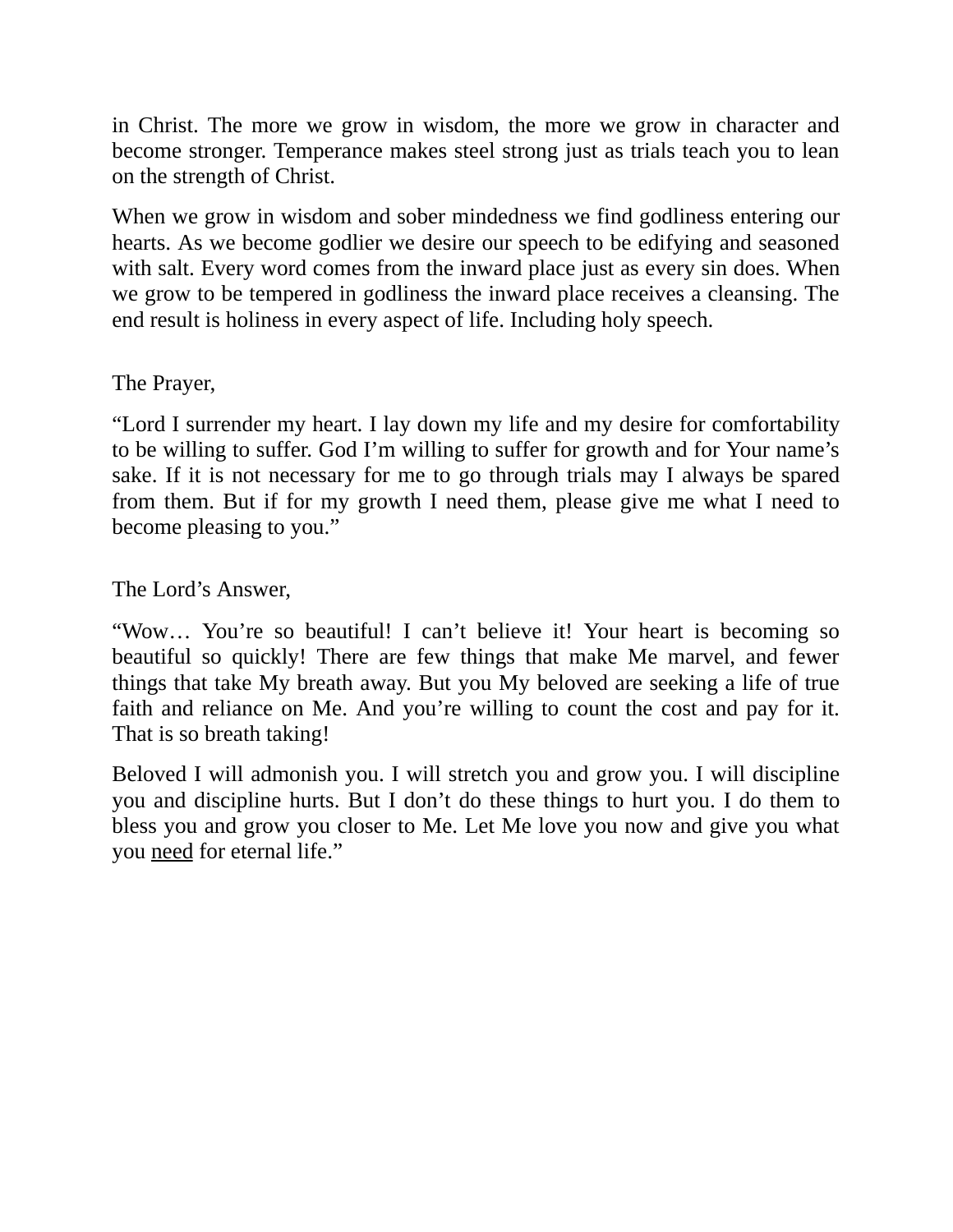in Christ. The more we grow in wisdom, the more we grow in character and become stronger. Temperance makes steel strong just as trials teach you to lean on the strength of Christ.

When we grow in wisdom and sober mindedness we find godliness entering our hearts. As we become godlier we desire our speech to be edifying and seasoned with salt. Every word comes from the inward place just as every sin does. When we grow to be tempered in godliness the inward place receives a cleansing. The end result is holiness in every aspect of life. Including holy speech.

The Prayer,

"Lord I surrender my heart. I lay down my life and my desire for comfortability to be willing to suffer. God I'm willing to suffer for growth and for Your name's sake. If it is not necessary for me to go through trials may I always be spared from them. But if for my growth I need them, please give me what I need to become pleasing to you."

The Lord's Answer,

"Wow… You're so beautiful! I can't believe it! Your heart is becoming so beautiful so quickly! There are few things that make Me marvel, and fewer things that take My breath away. But you My beloved are seeking a life of true faith and reliance on Me. And you're willing to count the cost and pay for it. That is so breath taking!

Beloved I will admonish you. I will stretch you and grow you. I will discipline you and discipline hurts. But I don't do these things to hurt you. I do them to bless you and grow you closer to Me. Let Me love you now and give you what you <u>need</u> for eternal life."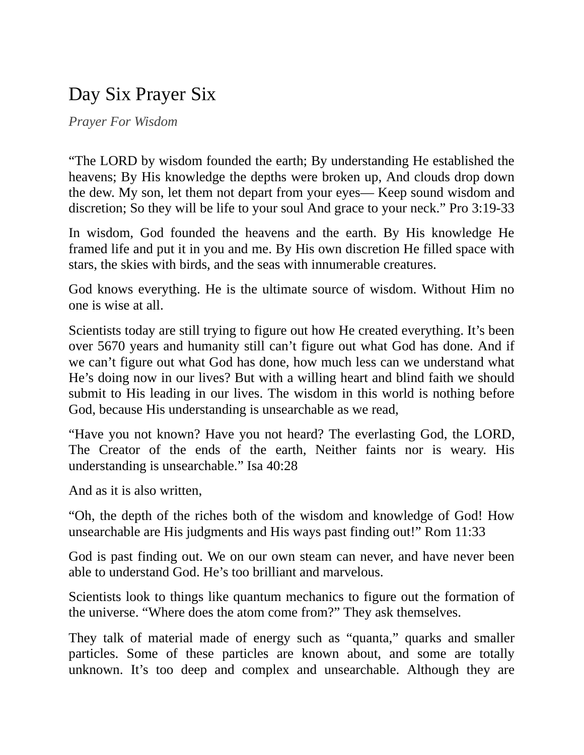# Day Six Prayer Six

*Prayer For Wisdom*

“The LORD by wisdom founded the earth; By understanding He established the heavens; By His knowledge the depths were broken up, And clouds drop down the dew. My son, let them not depart from your eyes— Keep sound wisdom and discretion; So they will be life to your soul And grace to your neck.” Pro 3:19-33

In wisdom, God founded the heavens and the earth. By His knowledge He framed life and put it in you and me. By His own discretion He filled space with stars, the skies with birds, and the seas with innumerable creatures.

God knows everything. He is the ultimate source of wisdom. Without Him no one is wise at all.

Scientists today are still trying to figure out how He created everything. It’s been over 5670 years and humanity still can’t figure out what God has done. And if we can’t figure out what God has done, how much less can we understand what He’s doing now in our lives? But with a willing heart and blind faith we should submit to His leading in our lives. The wisdom in this world is nothing before God, because His understanding is unsearchable as we read,

“Have you not known? Have you not heard? The everlasting God, the LORD, The Creator of the ends of the earth, Neither faints nor is weary. His understanding is unsearchable.” Isa 40:28

And as it is also written,

“Oh, the depth of the riches both of the wisdom and knowledge of God! How unsearchable are His judgments and His ways past finding out!” Rom 11:33

God is past finding out. We on our own steam can never, and have never been able to understand God. He’s too brilliant and marvelous.

Scientists look to things like quantum mechanics to figure out the formation of the universe. “Where does the atom come from?” They ask themselves.

They talk of material made of energy such as “quanta,” quarks and smaller particles. Some of these particles are known about, and some are totally unknown. It’s too deep and complex and unsearchable. Although they are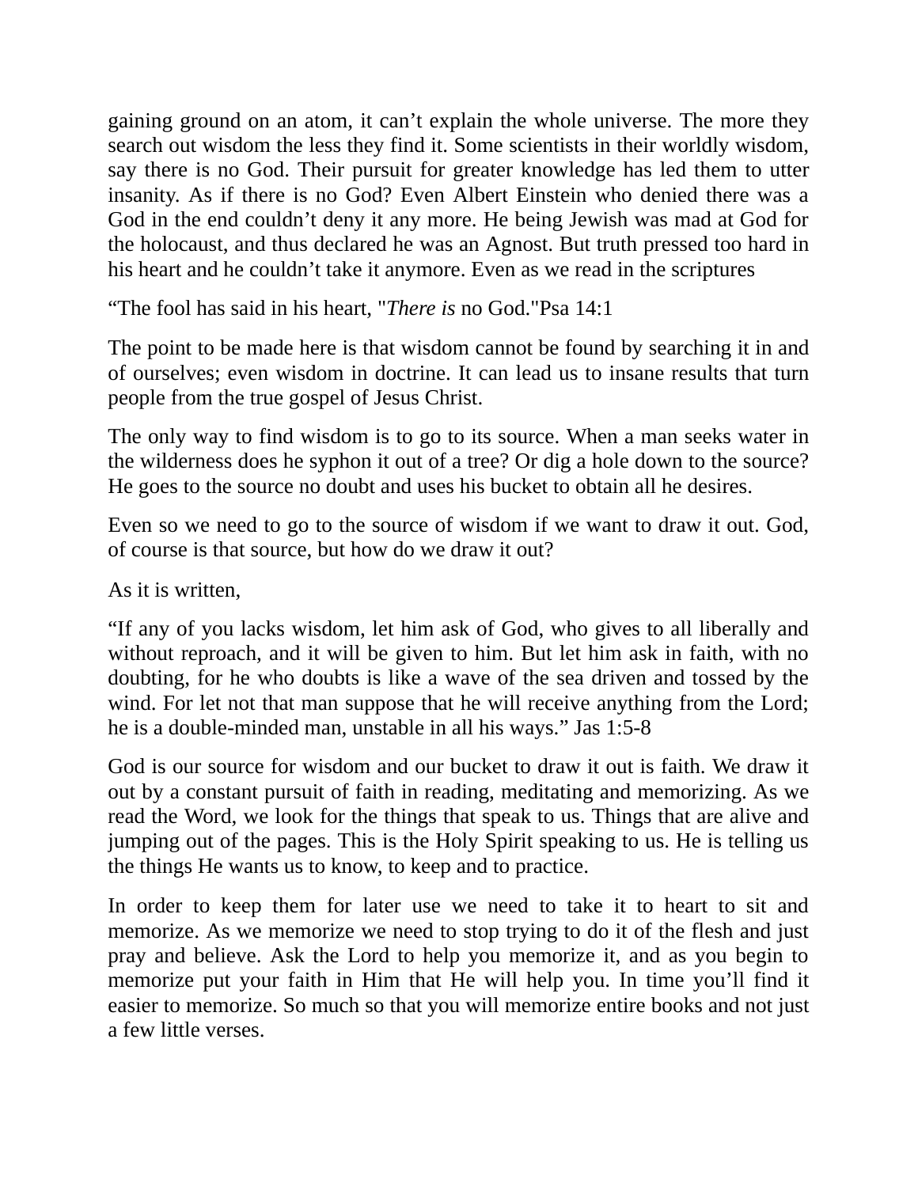gaining ground on an atom, it can't explain the whole universe. The more they search out wisdom the less they find it. Some scientists in their worldly wisdom, say there is no God. Their pursuit for greater knowledge has led them to utter insanity. As if there is no God? Even Albert Einstein who denied there was a God in the end couldn't deny it any more. He being Jewish was mad at God for the holocaust, and thus declared he was an Agnost. But truth pressed too hard in his heart and he couldn't take it anymore. Even as we read in the scriptures

"The fool has said in his heart, "*There is* no God."Psa 14:1

The point to be made here is that wisdom cannot be found by searching it in and of ourselves; even wisdom in doctrine. It can lead us to insane results that turn people from the true gospel of Jesus Christ.

The only way to find wisdom is to go to its source. When a man seeks water in the wilderness does he syphon it out of a tree? Or dig a hole down to the source? He goes to the source no doubt and uses his bucket to obtain all he desires.

Even so we need to go to the source of wisdom if we want to draw it out. God, of course is that source, but how do we draw it out?

As it is written,

"If any of you lacks wisdom, let him ask of God, who gives to all liberally and without reproach, and it will be given to him. But let him ask in faith, with no doubting, for he who doubts is like a wave of the sea driven and tossed by the wind. For let not that man suppose that he will receive anything from the Lord; he is a double-minded man, unstable in all his ways." Jas 1:5-8

God is our source for wisdom and our bucket to draw it out is faith. We draw it out by a constant pursuit of faith in reading, meditating and memorizing. As we read the Word, we look for the things that speak to us. Things that are alive and jumping out of the pages. This is the Holy Spirit speaking to us. He is telling us the things He wants us to know, to keep and to practice.

In order to keep them for later use we need to take it to heart to sit and memorize. As we memorize we need to stop trying to do it of the flesh and just pray and believe. Ask the Lord to help you memorize it, and as you begin to memorize put your faith in Him that He will help you. In time you'll find it easier to memorize. So much so that you will memorize entire books and not just a few little verses.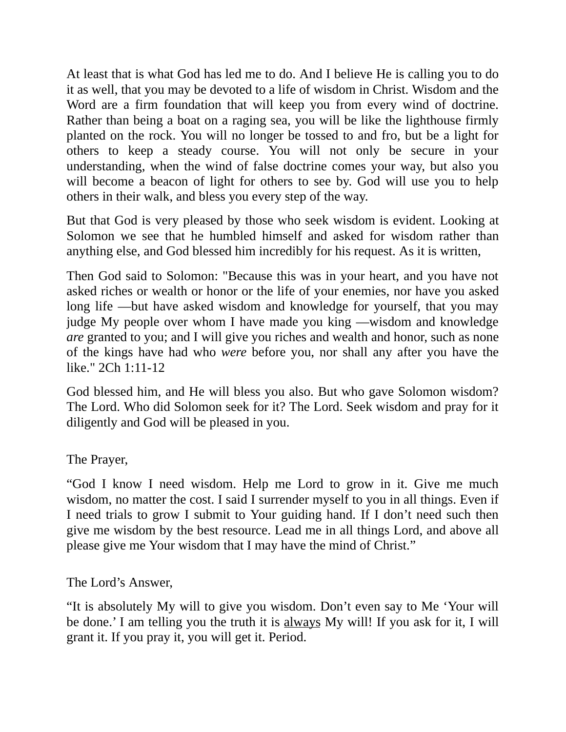At least that is what God has led me to do. And I believe He is calling you to do it as well, that you may be devoted to a life of wisdom in Christ. Wisdom and the Word are a firm foundation that will keep you from every wind of doctrine. Rather than being a boat on a raging sea, you will be like the lighthouse firmly planted on the rock. You will no longer be tossed to and fro, but be a light for others to keep a steady course. You will not only be secure in your understanding, when the wind of false doctrine comes your way, but also you will become a beacon of light for others to see by. God will use you to help others in their walk, and bless you every step of the way.

But that God is very pleased by those who seek wisdom is evident. Looking at Solomon we see that he humbled himself and asked for wisdom rather than anything else, and God blessed him incredibly for his request. As it is written,

Then God said to Solomon: "Because this was in your heart, and you have not asked riches or wealth or honor or the life of your enemies, nor have you asked long life —but have asked wisdom and knowledge for yourself, that you may judge My people over whom I have made you king —wisdom and knowledge *are* granted to you; and I will give you riches and wealth and honor, such as none of the kings have had who *were* before you, nor shall any after you have the like." 2Ch 1:11-12

God blessed him, and He will bless you also. But who gave Solomon wisdom? The Lord. Who did Solomon seek for it? The Lord. Seek wisdom and pray for it diligently and God will be pleased in you.

The Prayer,

“God I know I need wisdom. Help me Lord to grow in it. Give me much wisdom, no matter the cost. I said I surrender myself to you in all things. Even if I need trials to grow I submit to Your guiding hand. If I don’t need such then give me wisdom by the best resource. Lead me in all things Lord, and above all please give me Your wisdom that I may have the mind of Christ.”

The Lord’s Answer,

“It is absolutely My will to give you wisdom. Don’t even say to Me ‘Your will be done.’ I am telling you the truth it is <u>always</u> My will! If you ask for it, I will grant it. If you pray it, you will get it. Period.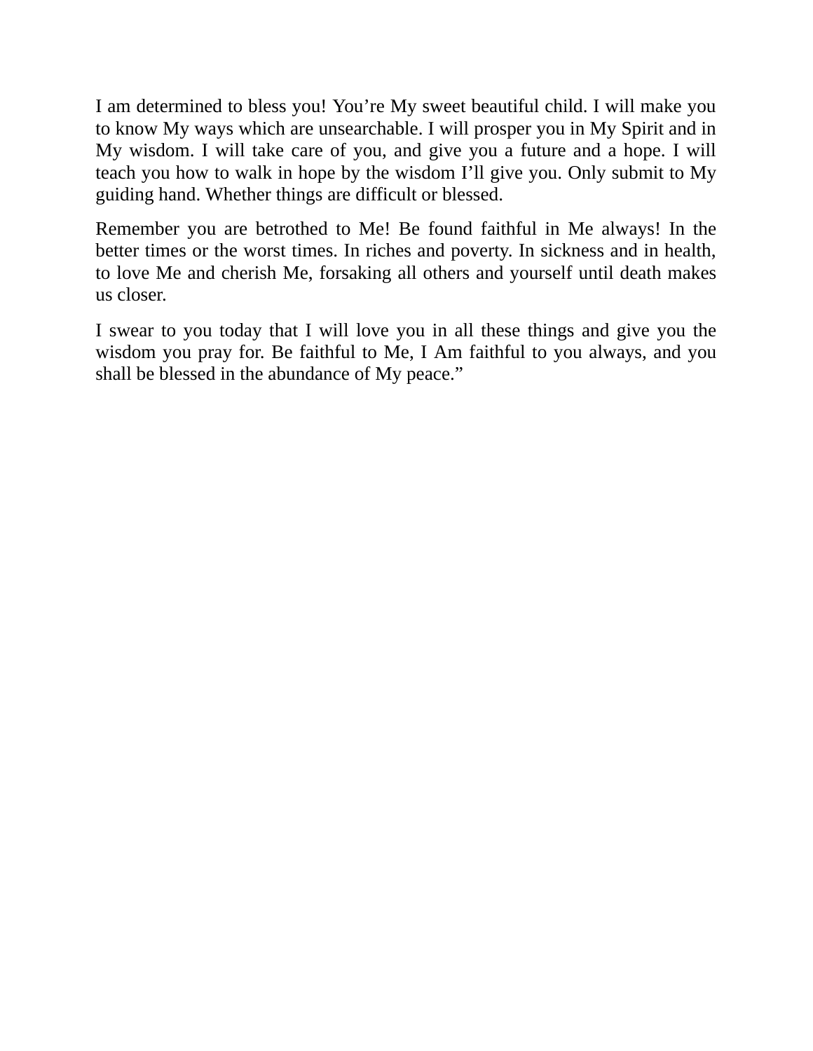I am determined to bless you! You’re My sweet beautiful child. I will make you to know My ways which are unsearchable. I will prosper you in My Spirit and in My wisdom. I will take care of you, and give you a future and a hope. I will teach you how to walk in hope by the wisdom I’ll give you. Only submit to My guiding hand. Whether things are difficult or blessed.

Remember you are betrothed to Me! Be found faithful in Me always! In the better times or the worst times. In riches and poverty. In sickness and in health, to love Me and cherish Me, forsaking all others and yourself until death makes us closer.

I swear to you today that I will love you in all these things and give you the wisdom you pray for. Be faithful to Me, I Am faithful to you always, and you shall be blessed in the abundance of My peace.”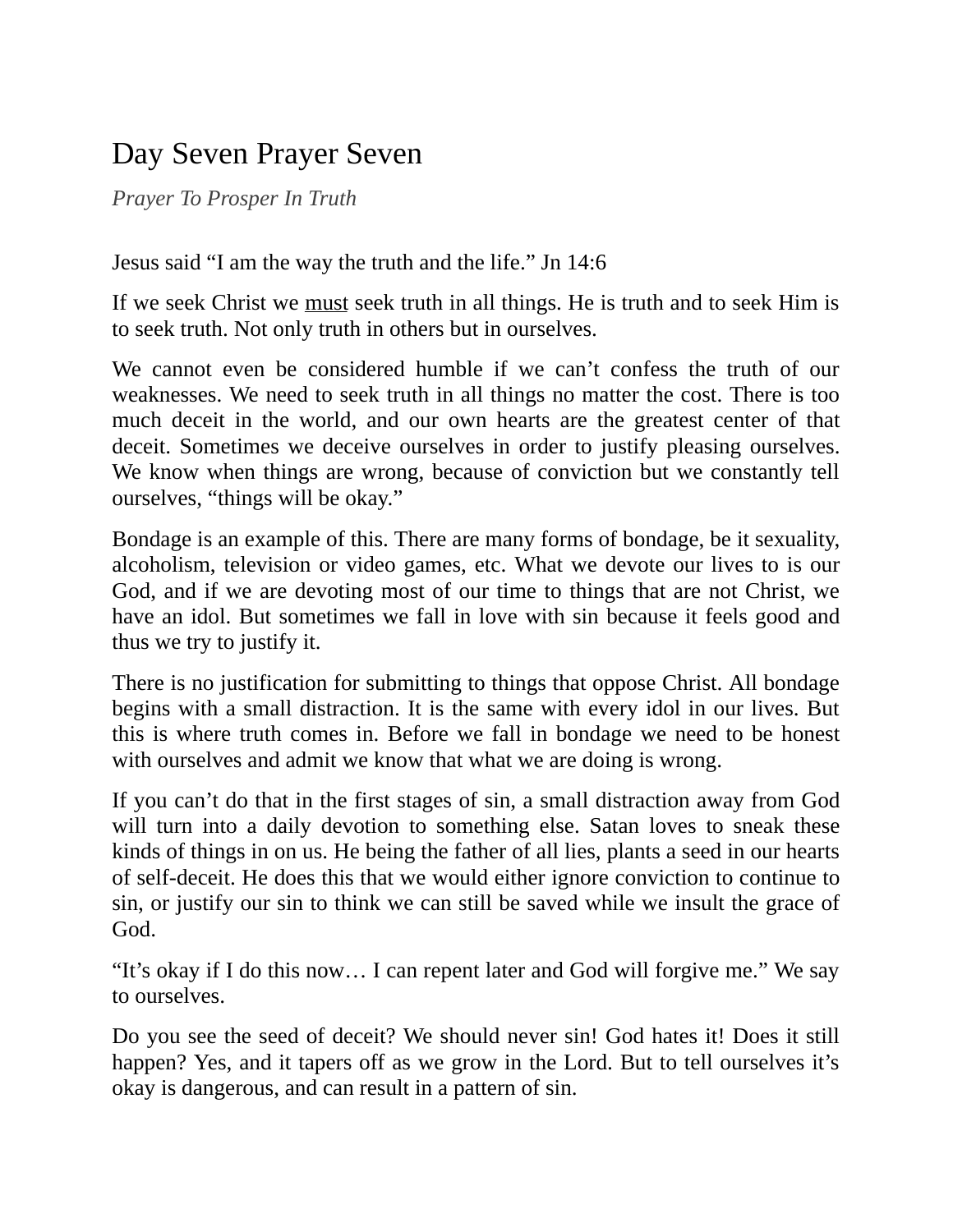# Day Seven Prayer Seven

*Prayer To Prosper In Truth*

Jesus said “I am the way the truth and the life.” Jn 14:6

If we seek Christ we <u>must</u> seek truth in all things. He is truth and to seek Him is to seek truth. Not only truth in others but in ourselves.

We cannot even be considered humble if we can’t confess the truth of our weaknesses. We need to seek truth in all things no matter the cost. There is too much deceit in the world, and our own hearts are the greatest center of that deceit. Sometimes we deceive ourselves in order to justify pleasing ourselves. We know when things are wrong, because of conviction but we constantly tell ourselves, “things will be okay.”

Bondage is an example of this. There are many forms of bondage, be it sexuality, alcoholism, television or video games, etc. What we devote our lives to is our God, and if we are devoting most of our time to things that are not Christ, we have an idol. But sometimes we fall in love with sin because it feels good and thus we try to justify it.

There is no justification for submitting to things that oppose Christ. All bondage begins with a small distraction. It is the same with every idol in our lives. But this is where truth comes in. Before we fall in bondage we need to be honest with ourselves and admit we know that what we are doing is wrong.

If you can’t do that in the first stages of sin, a small distraction away from God will turn into a daily devotion to something else. Satan loves to sneak these kinds of things in on us. He being the father of all lies, plants a seed in our hearts of self-deceit. He does this that we would either ignore conviction to continue to sin, or justify our sin to think we can still be saved while we insult the grace of God.

“It’s okay if I do this now… I can repent later and God will forgive me.” We say to ourselves.

Do you see the seed of deceit? We should never sin! God hates it! Does it still happen? Yes, and it tapers off as we grow in the Lord. But to tell ourselves it’s okay is dangerous, and can result in a pattern of sin.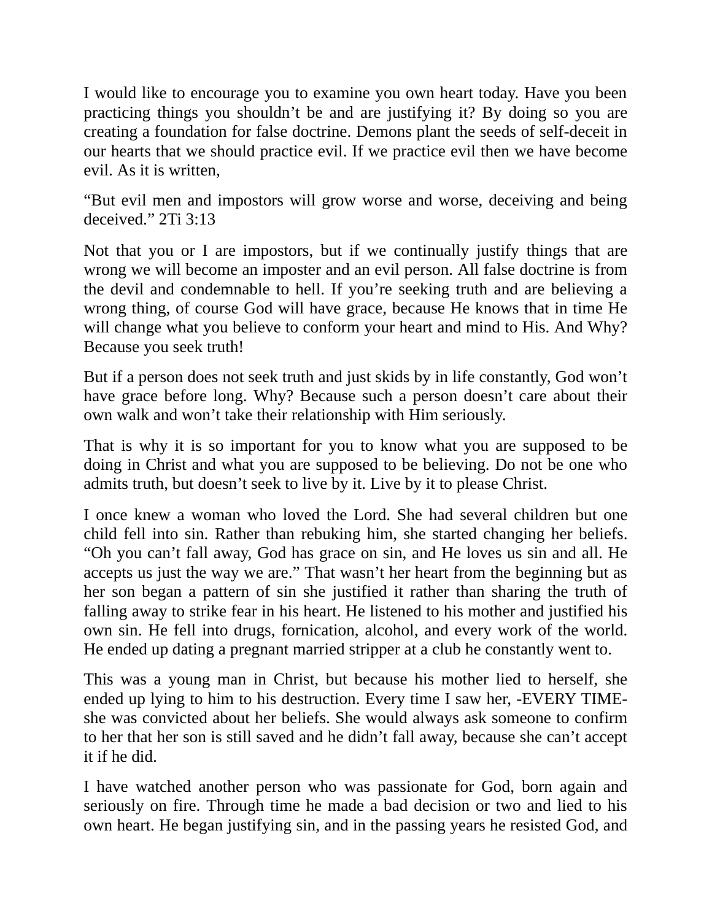I would like to encourage you to examine you own heart today. Have you been practicing things you shouldn't be and are justifying it? By doing so you are creating a foundation for false doctrine. Demons plant the seeds of self-deceit in our hearts that we should practice evil. If we practice evil then we have become evil. As it is written,

"But evil men and impostors will grow worse and worse, deceiving and being deceived." 2Ti 3:13

Not that you or I are impostors, but if we continually justify things that are wrong we will become an imposter and an evil person. All false doctrine is from the devil and condemnable to hell. If you're seeking truth and are believing a wrong thing, of course God will have grace, because He knows that in time He will change what you believe to conform your heart and mind to His. And Why? Because you seek truth!

But if a person does not seek truth and just skids by in life constantly, God won't have grace before long. Why? Because such a person doesn't care about their own walk and won't take their relationship with Him seriously.

That is why it is so important for you to know what you are supposed to be doing in Christ and what you are supposed to be believing. Do not be one who admits truth, but doesn't seek to live by it. Live by it to please Christ.

I once knew a woman who loved the Lord. She had several children but one child fell into sin. Rather than rebuking him, she started changing her beliefs. "Oh you can't fall away, God has grace on sin, and He loves us sin and all. He accepts us just the way we are." That wasn't her heart from the beginning but as her son began a pattern of sin she justified it rather than sharing the truth of falling away to strike fear in his heart. He listened to his mother and justified his own sin. He fell into drugs, fornication, alcohol, and every work of the world. He ended up dating a pregnant married stripper at a club he constantly went to.

This was a young man in Christ, but because his mother lied to herself, she ended up lying to him to his destruction. Every time I saw her, -EVERY TIME- she was convicted about her beliefs. She would always ask someone to confirm to her that her son is still saved and he didn't fall away, because she can't accept it if he did.

I have watched another person who was passionate for God, born again and seriously on fire. Through time he made a bad decision or two and lied to his own heart. He began justifying sin, and in the passing years he resisted God, and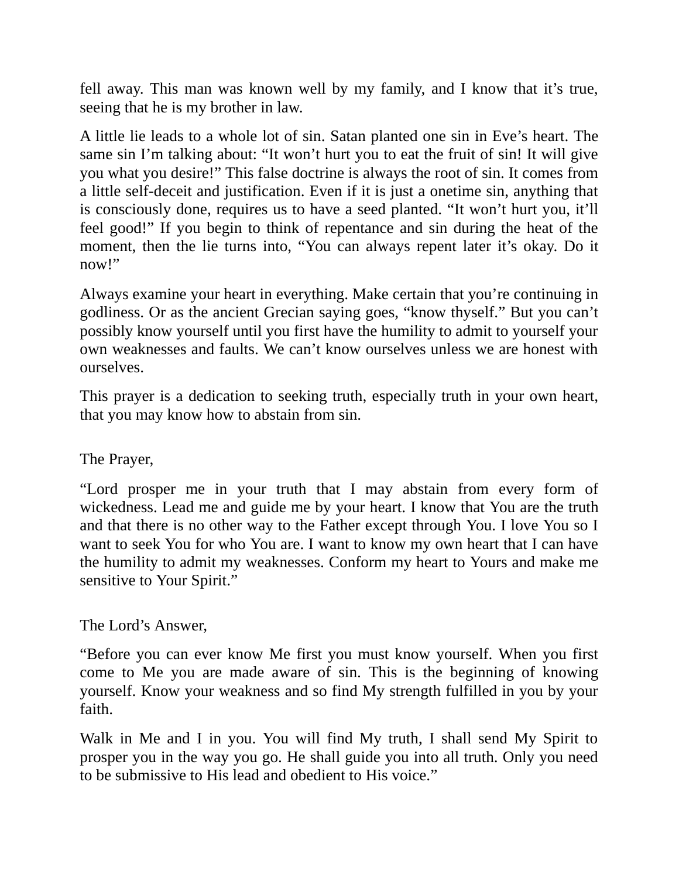fell away. This man was known well by my family, and I know that it’s true, seeing that he is my brother in law.

A little lie leads to a whole lot of sin. Satan planted one sin in Eve’s heart. The same sin I’m talking about: “It won’t hurt you to eat the fruit of sin! It will give you what you desire!” This false doctrine is always the root of sin. It comes from a little self-deceit and justification. Even if it is just a onetime sin, anything that is consciously done, requires us to have a seed planted. “It won’t hurt you, it’ll feel good!” If you begin to think of repentance and sin during the heat of the moment, then the lie turns into, “You can always repent later it’s okay. Do it now!”

Always examine your heart in everything. Make certain that you’re continuing in godliness. Or as the ancient Grecian saying goes, “know thyself.” But you can’t possibly know yourself until you first have the humility to admit to yourself your own weaknesses and faults. We can’t know ourselves unless we are honest with ourselves.

This prayer is a dedication to seeking truth, especially truth in your own heart, that you may know how to abstain from sin.

The Prayer,

“Lord prosper me in your truth that I may abstain from every form of wickedness. Lead me and guide me by your heart. I know that You are the truth and that there is no other way to the Father except through You. I love You so I want to seek You for who You are. I want to know my own heart that I can have the humility to admit my weaknesses. Conform my heart to Yours and make me sensitive to Your Spirit.”

The Lord’s Answer,

“Before you can ever know Me first you must know yourself. When you first come to Me you are made aware of sin. This is the beginning of knowing yourself. Know your weakness and so find My strength fulfilled in you by your faith.

Walk in Me and I in you. You will find My truth, I shall send My Spirit to prosper you in the way you go. He shall guide you into all truth. Only you need to be submissive to His lead and obedient to His voice.”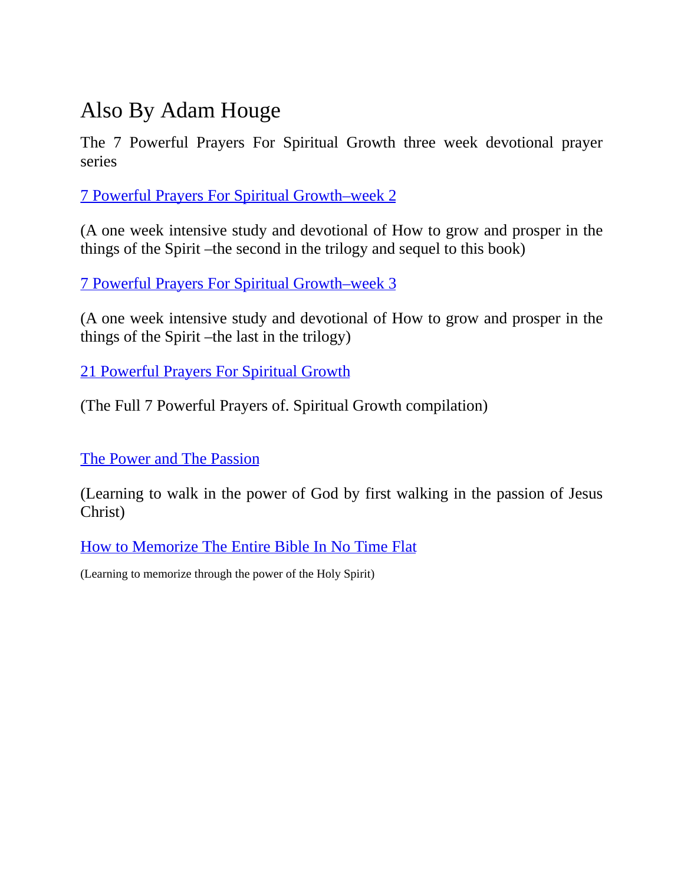# Also By Adam Houge

The 7 Powerful Prayers For Spiritual Growth three week devotional prayer series

7 Powerful Prayers For Spiritual Growth–week 2

(A one week intensive study and devotional of How to grow and prosper in the things of the Spirit –the second in the trilogy and sequel to this book)

7 Powerful Prayers For Spiritual Growth–week 3

(A one week intensive study and devotional of How to grow and prosper in the things of the Spirit –the last in the trilogy)

21 Powerful Prayers For Spiritual Growth

(The Full 7 Powerful Prayers of. Spiritual Growth compilation)

The Power and The Passion

(Learning to walk in the power of God by first walking in the passion of Jesus Christ)

How to Memorize The Entire Bible In No Time Flat

(Learning to memorize through the power of the Holy Spirit)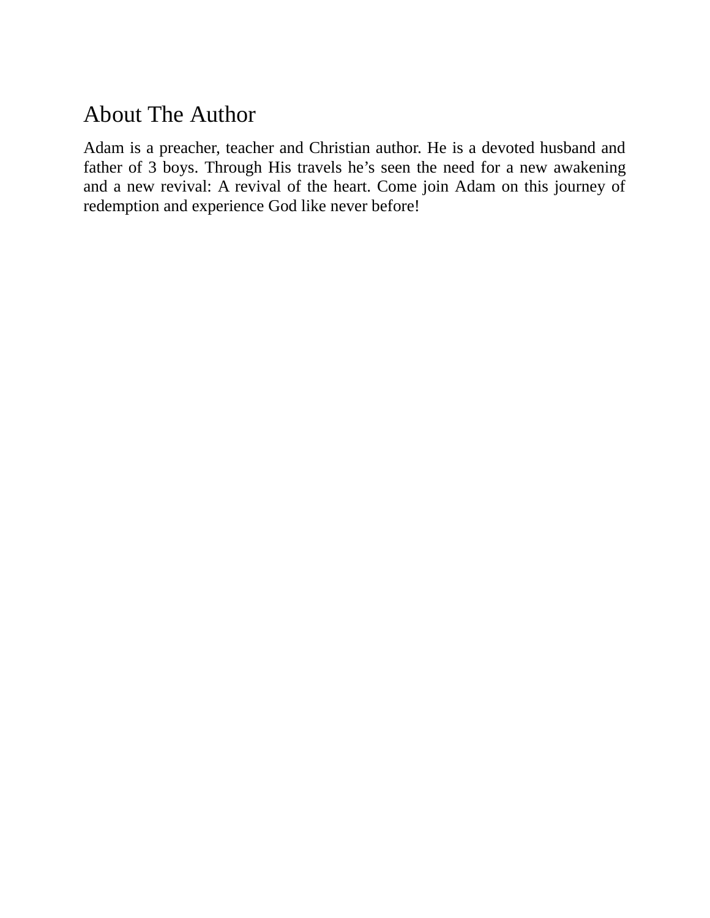# About The Author

Adam is a preacher, teacher and Christian author. He is a devoted husband and father of 3 boys. Through His travels he's seen the need for a new awakening and a new revival: A revival of the heart. Come join Adam on this journey of redemption and experience God like never before!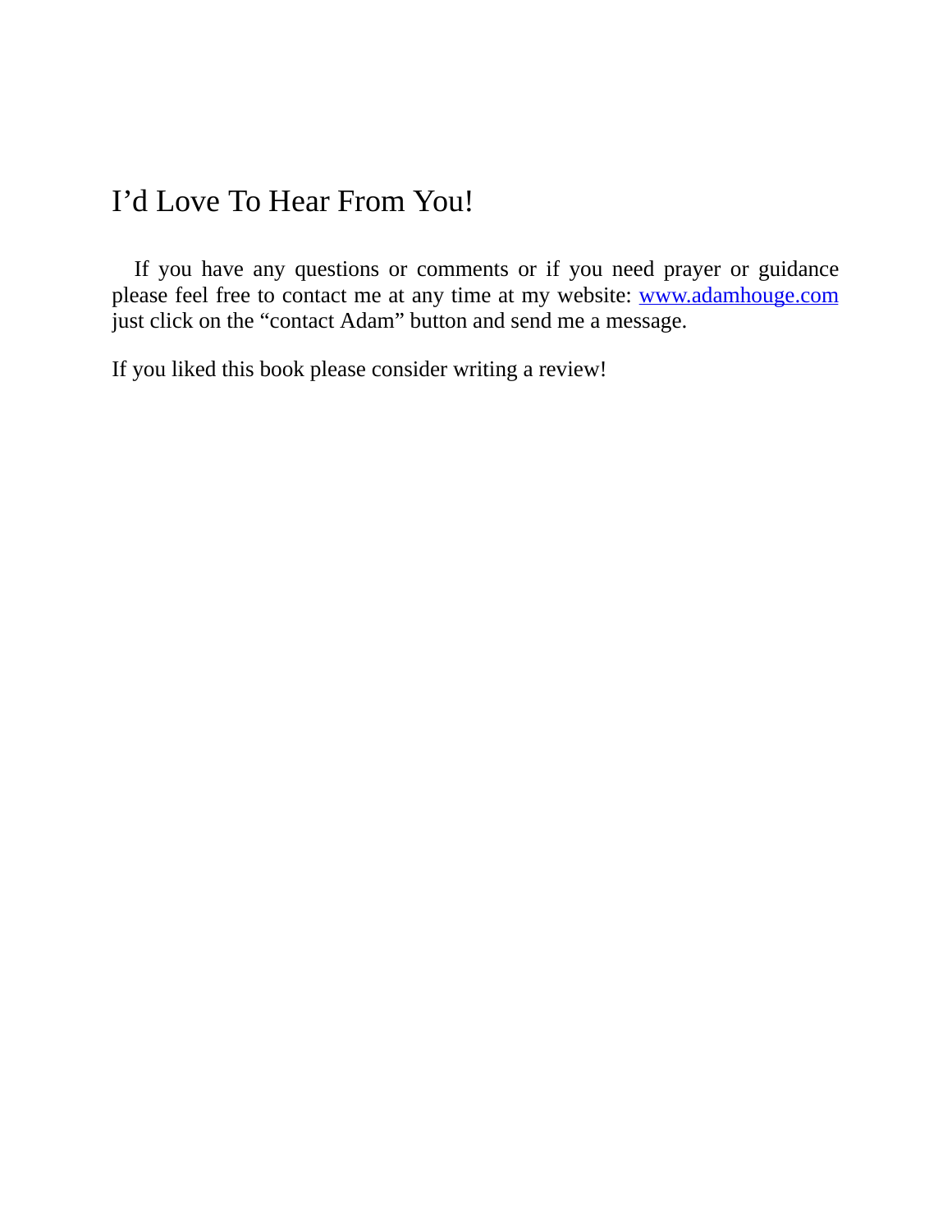# I'd Love To Hear From You!

If you have any questions or comments or if you need prayer or guidance please feel free to contact me at any time at my website: [www.adamhouge.com](http://www.adamhouge.com) just click on the "contact Adam" button and send me a message.

If you liked this book please consider writing a review!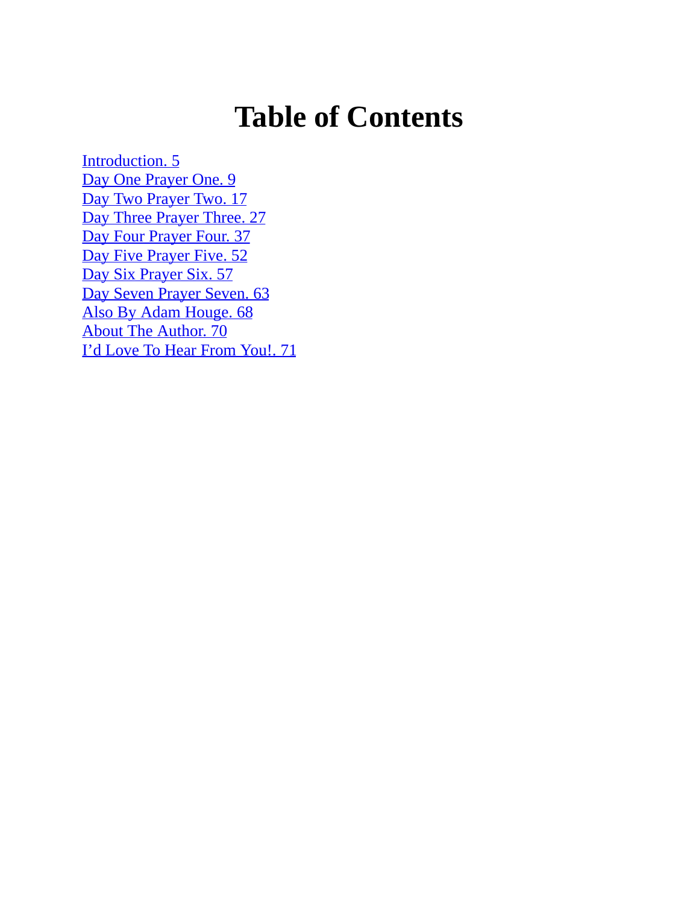# Table of Contents

Introduction. 5
Day One Prayer One. 9
Day Two Prayer Two. 17
Day Three Prayer Three. 27
Day Four Prayer Four. 37
Day Five Prayer Five. 52
Day Six Prayer Six. 57
Day Seven Prayer Seven. 63
Also By Adam Houge. 68
About The Author. 70
I'd Love To Hear From You!. 71